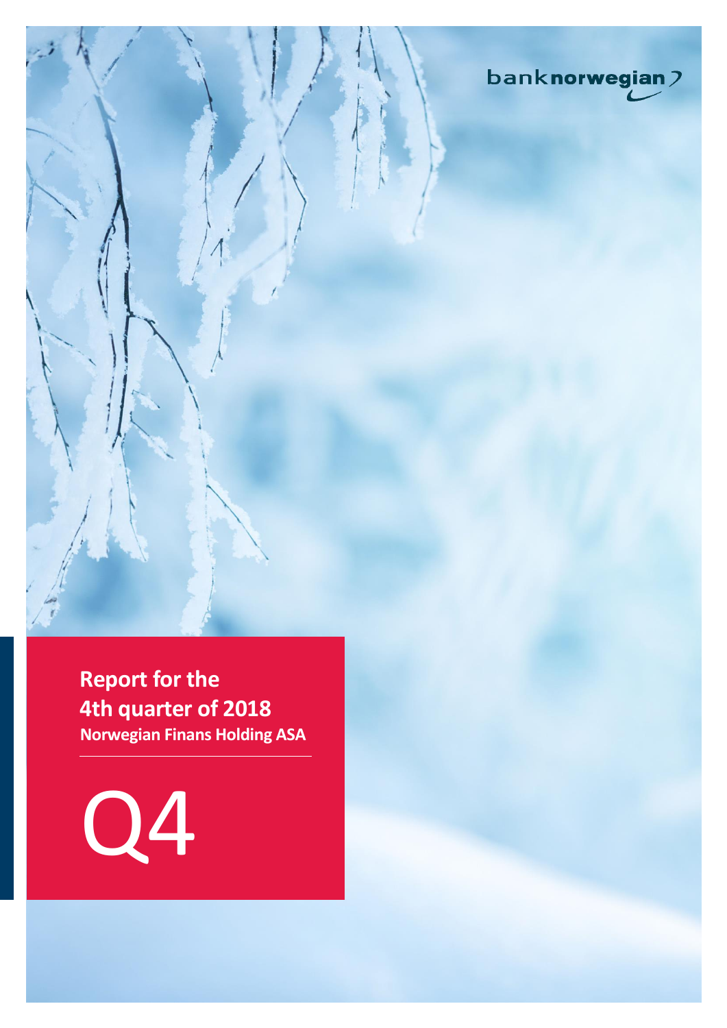banknorwegian

# Report for the 4th quarter of 2018

**Norwegian Finans Holding ASA**

Q4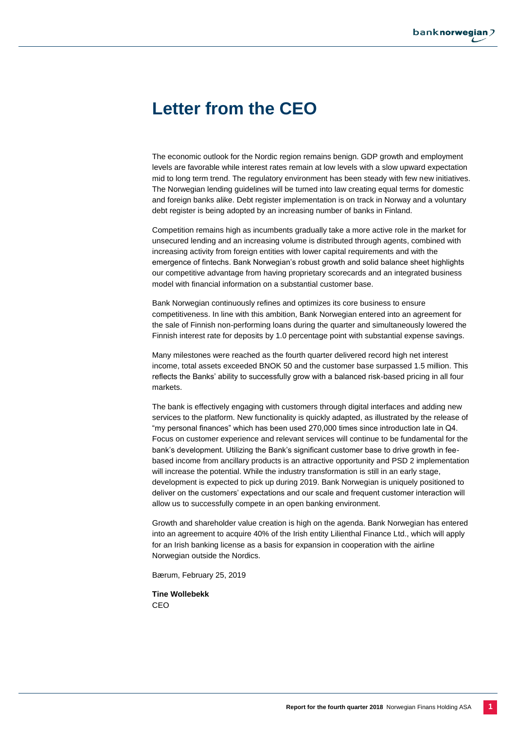# Letter from the CEO

The economic outlook for the Nordic region remains benign. GDP growth and employment levels are favorable while interest rates remain at low levels with a slow upward expectation mid to long term trend. The regulatory environment has been steady with few new initiatives. The Norwegian lending guidelines will be turned into law creating equal terms for domestic and foreign banks alike. Debt register implementation is on track in Norway and a voluntary debt register is being adopted by an increasing number of banks in Finland.

Competition remains high as incumbents gradually take a more active role in the market for unsecured lending and an increasing volume is distributed through agents, combined with increasing activity from foreign entities with lower capital requirements and with the emergence of fintechs. Bank Norwegian's robust growth and solid balance sheet highlights our competitive advantage from having proprietary scorecards and an integrated business model with financial information on a substantial customer base.

Bank Norwegian continuously refines and optimizes its core business to ensure competitiveness. In line with this ambition, Bank Norwegian entered into an agreement for the sale of Finnish non-performing loans during the quarter and simultaneously lowered the Finnish interest rate for deposits by 1.0 percentage point with substantial expense savings.

Many milestones were reached as the fourth quarter delivered record high net interest income, total assets exceeded BNOK 50 and the customer base surpassed 1.5 million. This reflects the Banks' ability to successfully grow with a balanced risk-based pricing in all four markets.

The bank is effectively engaging with customers through digital interfaces and adding new services to the platform. New functionality is quickly adapted, as illustrated by the release of "my personal finances" which has been used 270,000 times since introduction late in Q4. Focus on customer experience and relevant services will continue to be fundamental for the bank's development. Utilizing the Bank's significant customer base to drive growth in fee-based income from ancillary products is an attractive opportunity and PSD 2 implementation will increase the potential. While the industry transformation is still in an early stage, development is expected to pick up during 2019. Bank Norwegian is uniquely positioned to deliver on the customers' expectations and our scale and frequent customer interaction will allow us to successfully compete in an open banking environment.

Growth and shareholder value creation is high on the agenda. Bank Norwegian has entered into an agreement to acquire 40% of the Irish entity Lilienthal Finance Ltd., which will apply for an Irish banking license as a basis for expansion in cooperation with the airline Norwegian outside the Nordics.

Bærum, February 25, 2019

**Tine Wollebekk**
CEO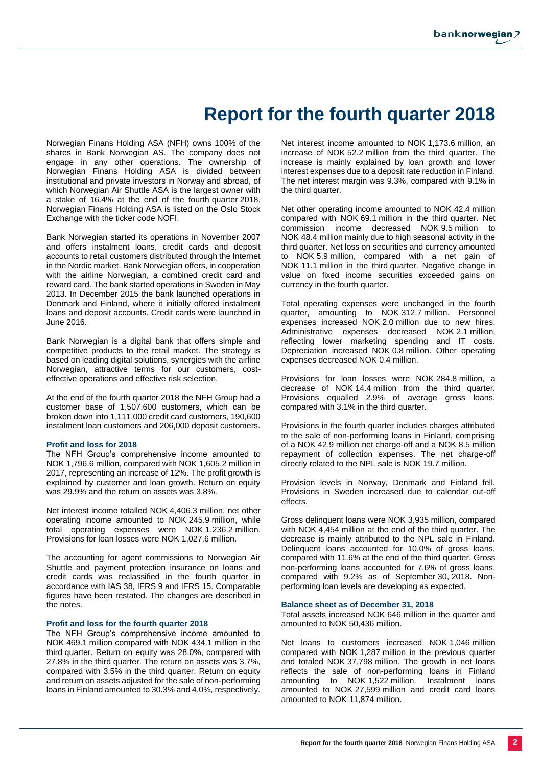# Report for the fourth quarter 2018

Norwegian Finans Holding ASA (NFH) owns 100% of the shares in Bank Norwegian AS. The company does not engage in any other operations. The ownership of Norwegian Finans Holding ASA is divided between institutional and private investors in Norway and abroad, of which Norwegian Air Shuttle ASA is the largest owner with a stake of 16.4% at the end of the fourth quarter 2018. Norwegian Finans Holding ASA is listed on the Oslo Stock Exchange with the ticker code NOFI.

Bank Norwegian started its operations in November 2007 and offers instalment loans, credit cards and deposit accounts to retail customers distributed through the Internet in the Nordic market. Bank Norwegian offers, in cooperation with the airline Norwegian, a combined credit card and reward card. The bank started operations in Sweden in May 2013. In December 2015 the bank launched operations in Denmark and Finland, where it initially offered instalment loans and deposit accounts. Credit cards were launched in June 2016.

Bank Norwegian is a digital bank that offers simple and competitive products to the retail market. The strategy is based on leading digital solutions, synergies with the airline Norwegian, attractive terms for our customers, cost-effective operations and effective risk selection.

At the end of the fourth quarter 2018 the NFH Group had a customer base of 1,507,600 customers, which can be broken down into 1,111,000 credit card customers, 190,600 instalment loan customers and 206,000 deposit customers.

### Profit and loss for 2018

The NFH Group's comprehensive income amounted to NOK 1,796.6 million, compared with NOK 1,605.2 million in 2017, representing an increase of 12%. The profit growth is explained by customer and loan growth. Return on equity was 29.9% and the return on assets was 3.8%.

Net interest income totalled NOK 4,406.3 million, net other operating income amounted to NOK 245.9 million, while total operating expenses were NOK 1,236.2 million. Provisions for loan losses were NOK 1,027.6 million.

The accounting for agent commissions to Norwegian Air Shuttle and payment protection insurance on loans and credit cards was reclassified in the fourth quarter in accordance with IAS 38, IFRS 9 and IFRS 15. Comparable figures have been restated. The changes are described in the notes.

### Profit and loss for the fourth quarter 2018

The NFH Group's comprehensive income amounted to NOK 469.1 million compared with NOK 434.1 million in the third quarter. Return on equity was 28.0%, compared with 27.8% in the third quarter. The return on assets was 3.7%, compared with 3.5% in the third quarter. Return on equity and return on assets adjusted for the sale of non-performing loans in Finland amounted to 30.3% and 4.0%, respectively.

Net interest income amounted to NOK 1,173.6 million, an increase of NOK 52.2 million from the third quarter. The increase is mainly explained by loan growth and lower interest expenses due to a deposit rate reduction in Finland. The net interest margin was 9.3%, compared with 9.1% in the third quarter.

Net other operating income amounted to NOK 42.4 million compared with NOK 69.1 million in the third quarter. Net commission income decreased NOK 9.5 million to NOK 48.4 million mainly due to high seasonal activity in the third quarter. Net loss on securities and currency amounted to NOK 5.9 million, compared with a net gain of NOK 11.1 million in the third quarter. Negative change in value on fixed income securities exceeded gains on currency in the fourth quarter.

Total operating expenses were unchanged in the fourth quarter, amounting to NOK 312.7 million. Personnel expenses increased NOK 2.0 million due to new hires. Administrative expenses decreased NOK 2.1 million, reflecting lower marketing spending and IT costs. Depreciation increased NOK 0.8 million. Other operating expenses decreased NOK 0.4 million.

Provisions for loan losses were NOK 284.8 million, a decrease of NOK 14.4 million from the third quarter. Provisions equalled 2.9% of average gross loans, compared with 3.1% in the third quarter.

Provisions in the fourth quarter includes charges attributed to the sale of non-performing loans in Finland, comprising of a NOK 42.9 million net charge-off and a NOK 8.5 million repayment of collection expenses. The net charge-off directly related to the NPL sale is NOK 19.7 million.

Provision levels in Norway, Denmark and Finland fell. Provisions in Sweden increased due to calendar cut-off effects.

Gross delinquent loans were NOK 3,935 million, compared with NOK 4,454 million at the end of the third quarter. The decrease is mainly attributed to the NPL sale in Finland. Delinquent loans accounted for 10.0% of gross loans, compared with 11.6% at the end of the third quarter. Gross non-performing loans accounted for 7.6% of gross loans, compared with 9.2% as of September 30, 2018. Non-performing loan levels are developing as expected.

### Balance sheet as of December 31, 2018

Total assets increased NOK 646 million in the quarter and amounted to NOK 50,436 million.

Net loans to customers increased NOK 1,046 million compared with NOK 1,287 million in the previous quarter and totaled NOK 37,798 million. The growth in net loans reflects the sale of non-performing loans in Finland amounting to NOK 1,522 million. Instalment loans amounted to NOK 27,599 million and credit card loans amounted to NOK 11,874 million.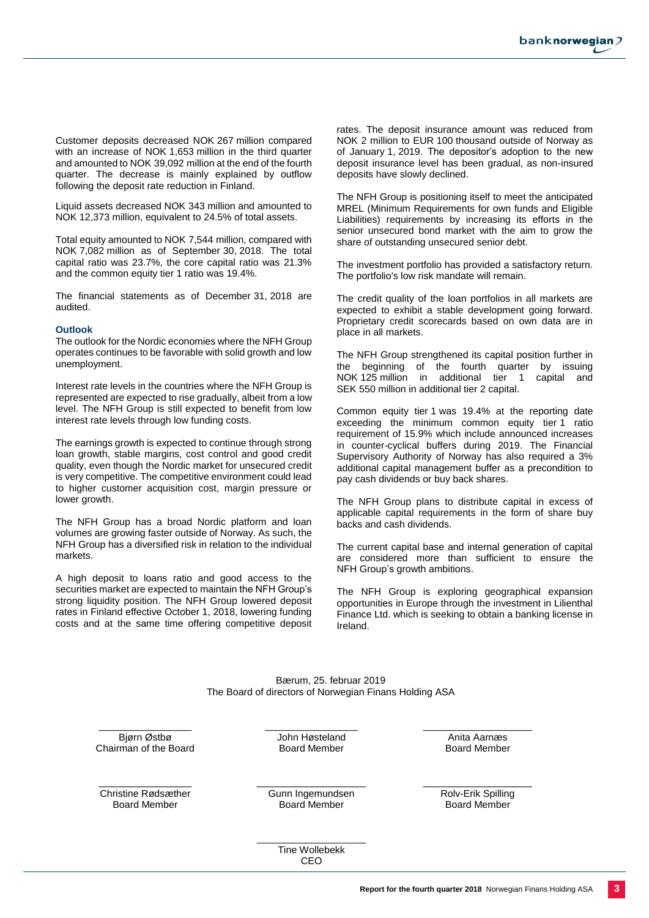Customer deposits decreased NOK 267 million compared with an increase of NOK 1,653 million in the third quarter and amounted to NOK 39,092 million at the end of the fourth quarter. The decrease is mainly explained by outflow following the deposit rate reduction in Finland.

Liquid assets decreased NOK 343 million and amounted to NOK 12,373 million, equivalent to 24.5% of total assets.

Total equity amounted to NOK 7,544 million, compared with NOK 7,082 million as of September 30, 2018. The total capital ratio was 23.7%, the core capital ratio was 21.3% and the common equity tier 1 ratio was 19.4%.

The financial statements as of December 31, 2018 are audited.

### Outlook

The outlook for the Nordic economies where the NFH Group operates continues to be favorable with solid growth and low unemployment.

Interest rate levels in the countries where the NFH Group is represented are expected to rise gradually, albeit from a low level. The NFH Group is still expected to benefit from low interest rate levels through low funding costs.

The earnings growth is expected to continue through strong loan growth, stable margins, cost control and good credit quality, even though the Nordic market for unsecured credit is very competitive. The competitive environment could lead to higher customer acquisition cost, margin pressure or lower growth.

The NFH Group has a broad Nordic platform and loan volumes are growing faster outside of Norway. As such, the NFH Group has a diversified risk in relation to the individual markets.

A high deposit to loans ratio and good access to the securities market are expected to maintain the NFH Group's strong liquidity position. The NFH Group lowered deposit rates in Finland effective October 1, 2018, lowering funding costs and at the same time offering competitive deposit rates. The deposit insurance amount was reduced from NOK 2 million to EUR 100 thousand outside of Norway as of January 1, 2019. The depositor's adoption to the new deposit insurance level has been gradual, as non-insured deposits have slowly declined.

The NFH Group is positioning itself to meet the anticipated MREL (Minimum Requirements for own funds and Eligible Liabilities) requirements by increasing its efforts in the senior unsecured bond market with the aim to grow the share of outstanding unsecured senior debt.

The investment portfolio has provided a satisfactory return. The portfolio's low risk mandate will remain.

The credit quality of the loan portfolios in all markets are expected to exhibit a stable development going forward. Proprietary credit scorecards based on own data are in place in all markets.

The NFH Group strengthened its capital position further in the beginning of the fourth quarter by issuing NOK 125 million in additional tier 1 capital and SEK 550 million in additional tier 2 capital.

Common equity tier 1 was 19.4% at the reporting date exceeding the minimum common equity tier 1 ratio requirement of 15.9% which include announced increases in counter-cyclical buffers during 2019. The Financial Supervisory Authority of Norway has also required a 3% additional capital management buffer as a precondition to pay cash dividends or buy back shares.

The NFH Group plans to distribute capital in excess of applicable capital requirements in the form of share buy backs and cash dividends.

The current capital base and internal generation of capital are considered more than sufficient to ensure the NFH Group's growth ambitions.

The NFH Group is exploring geographical expansion opportunities in Europe through the investment in Lilienthal Finance Ltd. which is seeking to obtain a banking license in Ireland.

Bærum, 25. februar 2019
The Board of directors of Norwegian Finans Holding ASA

| | | |
|---|---|---|
| Bjørn Østbø<br>Chairman of the Board | John Høsteland<br>Board Member | Anita Aarnæs<br>Board Member |
| Christine Rødsæther<br>Board Member | Gunn Ingemundsen<br>Board Member | Rolv-Erik Spilling<br>Board Member |
| | Tine Wollebekk<br>CEO | |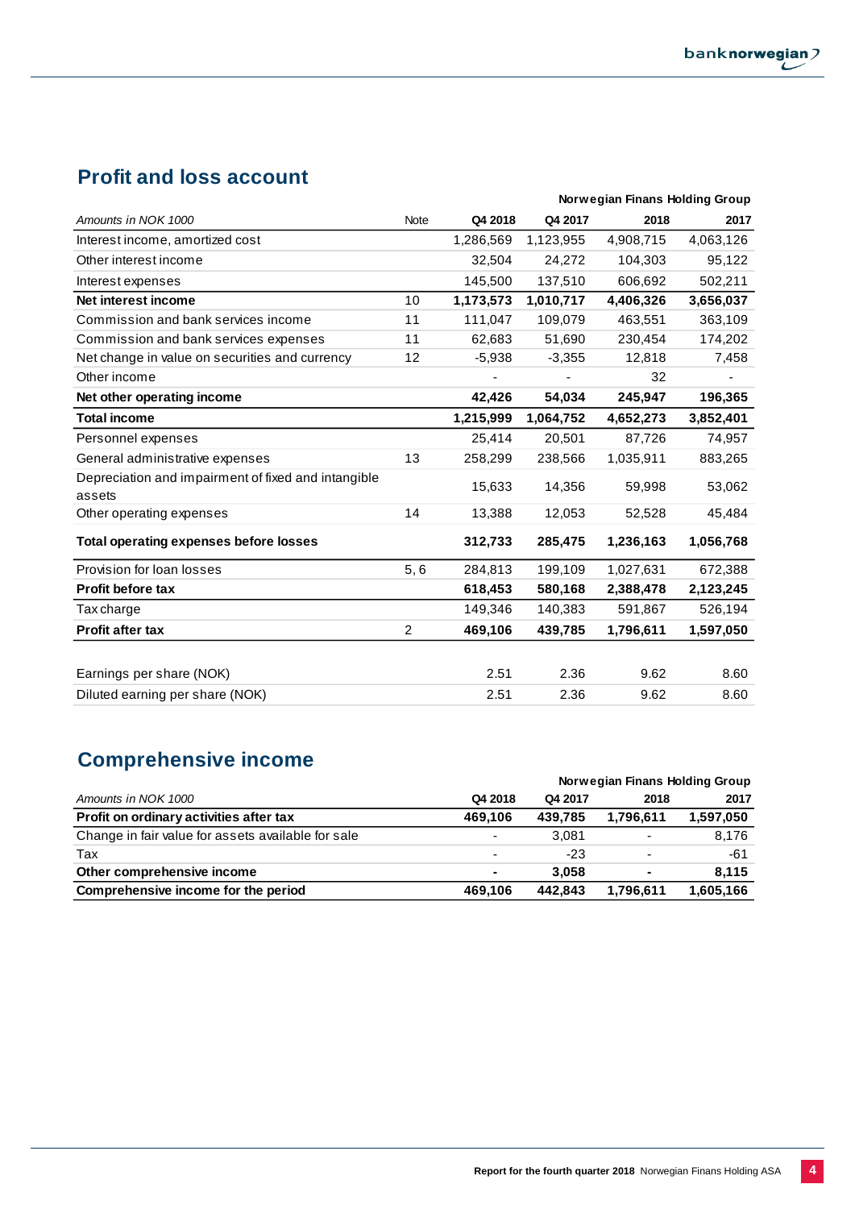## Profit and loss account

| Amounts in NOK 1000 | Note | Q4 2018 | Q4 2017 | 2018 | 2017 |
|---|---|---|---|---|---|
| | | | Norwegian Finans Holding Group | | |
| Interest income, amortized cost | | 1,286,569 | 1,123,955 | 4,908,715 | 4,063,126 |
| Other interest income | | 32,504 | 24,272 | 104,303 | 95,122 |
| Interest expenses | | 145,500 | 137,510 | 606,692 | 502,211 |
| **Net interest income** | 10 | **1,173,573** | **1,010,717** | **4,406,326** | **3,656,037** |
| Commission and bank services income | 11 | 111,047 | 109,079 | 463,551 | 363,109 |
| Commission and bank services expenses | 11 | 62,683 | 51,690 | 230,454 | 174,202 |
| Net change in value on securities and currency | 12 | -5,938 | -3,355 | 12,818 | 7,458 |
| Other income | | - | - | 32 | - |
| **Net other operating income** | | **42,426** | **54,034** | **245,947** | **196,365** |
| **Total income** | | **1,215,999** | **1,064,752** | **4,652,273** | **3,852,401** |
| Personnel expenses | | 25,414 | 20,501 | 87,726 | 74,957 |
| General administrative expenses | 13 | 258,299 | 238,566 | 1,035,911 | 883,265 |
| Depreciation and impairment of fixed and intangible assets | | 15,633 | 14,356 | 59,998 | 53,062 |
| Other operating expenses | 14 | 13,388 | 12,053 | 52,528 | 45,484 |
| **Total operating expenses before losses** | | **312,733** | **285,475** | **1,236,163** | **1,056,768** |
| Provision for loan losses | 5, 6 | 284,813 | 199,109 | 1,027,631 | 672,388 |
| **Profit before tax** | | **618,453** | **580,168** | **2,388,478** | **2,123,245** |
| Tax charge | | 149,346 | 140,383 | 591,867 | 526,194 |
| **Profit after tax** | 2 | **469,106** | **439,785** | **1,796,611** | **1,597,050** |
| | | | | | |
| Earnings per share (NOK) | | 2.51 | 2.36 | 9.62 | 8.60 |
| Diluted earning per share (NOK) | | 2.51 | 2.36 | 9.62 | 8.60 |

## Comprehensive income

| Amounts in NOK 1000 | Q4 2018 | Q4 2017 | 2018 | 2017 |
|---|---|---|---|---|
| | | Norwegian Finans Holding Group | | |
| **Profit on ordinary activities after tax** | **469,106** | **439,785** | **1,796,611** | **1,597,050** |
| Change in fair value for assets available for sale | - | 3,081 | - | 8,176 |
| Tax | - | -23 | - | -61 |
| **Other comprehensive income** | **-** | **3,058** | **-** | **8,115** |
| **Comprehensive income for the period** | **469,106** | **442,843** | **1,796,611** | **1,605,166** |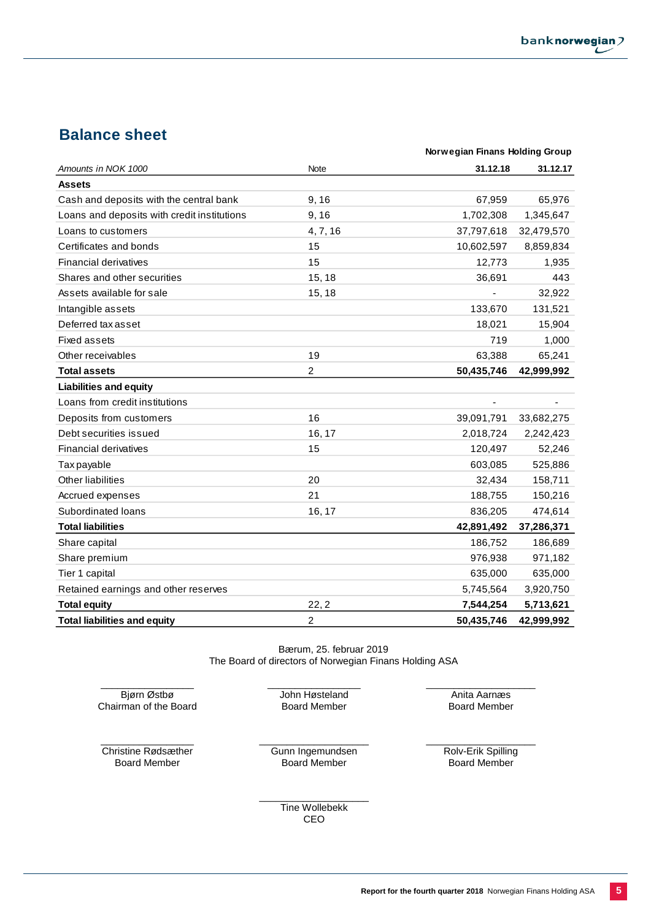## Balance sheet

| | | Norwegian Finans Holding Group | |
|---|---|---|---|
| *Amounts in NOK 1000* | Note | **31.12.18** | **31.12.17** |
| **Assets** | | | |
| Cash and deposits with the central bank | 9, 16 | 67,959 | 65,976 |
| Loans and deposits with credit institutions | 9, 16 | 1,702,308 | 1,345,647 |
| Loans to customers | 4, 7, 16 | 37,797,618 | 32,479,570 |
| Certificates and bonds | 15 | 10,602,597 | 8,859,834 |
| Financial derivatives | 15 | 12,773 | 1,935 |
| Shares and other securities | 15, 18 | 36,691 | 443 |
| Assets available for sale | 15, 18 | - | 32,922 |
| Intangible assets | | 133,670 | 131,521 |
| Deferred tax asset | | 18,021 | 15,904 |
| Fixed assets | | 719 | 1,000 |
| Other receivables | 19 | 63,388 | 65,241 |
| **Total assets** | 2 | **50,435,746** | **42,999,992** |
| **Liabilities and equity** | | | |
| Loans from credit institutions | | - | - |
| Deposits from customers | 16 | 39,091,791 | 33,682,275 |
| Debt securities issued | 16, 17 | 2,018,724 | 2,242,423 |
| Financial derivatives | 15 | 120,497 | 52,246 |
| Tax payable | | 603,085 | 525,886 |
| Other liabilities | 20 | 32,434 | 158,711 |
| Accrued expenses | 21 | 188,755 | 150,216 |
| Subordinated loans | 16, 17 | 836,205 | 474,614 |
| **Total liabilities** | | **42,891,492** | **37,286,371** |
| Share capital | | 186,752 | 186,689 |
| Share premium | | 976,938 | 971,182 |
| Tier 1 capital | | 635,000 | 635,000 |
| Retained earnings and other reserves | | 5,745,564 | 3,920,750 |
| **Total equity** | 22, 2 | **7,544,254** | **5,713,621** |
| **Total liabilities and equity** | 2 | **50,435,746** | **42,999,992** |

Bærum, 25. februar 2019
The Board of directors of Norwegian Finans Holding ASA

Bjørn Østbø
Chairman of the Board

John Høsteland
Board Member

Anita Aarnæs
Board Member

Christine Rødsæther
Board Member

Gunn Ingemundsen
Board Member

Rolv-Erik Spilling
Board Member

Tine Wollebekk
CEO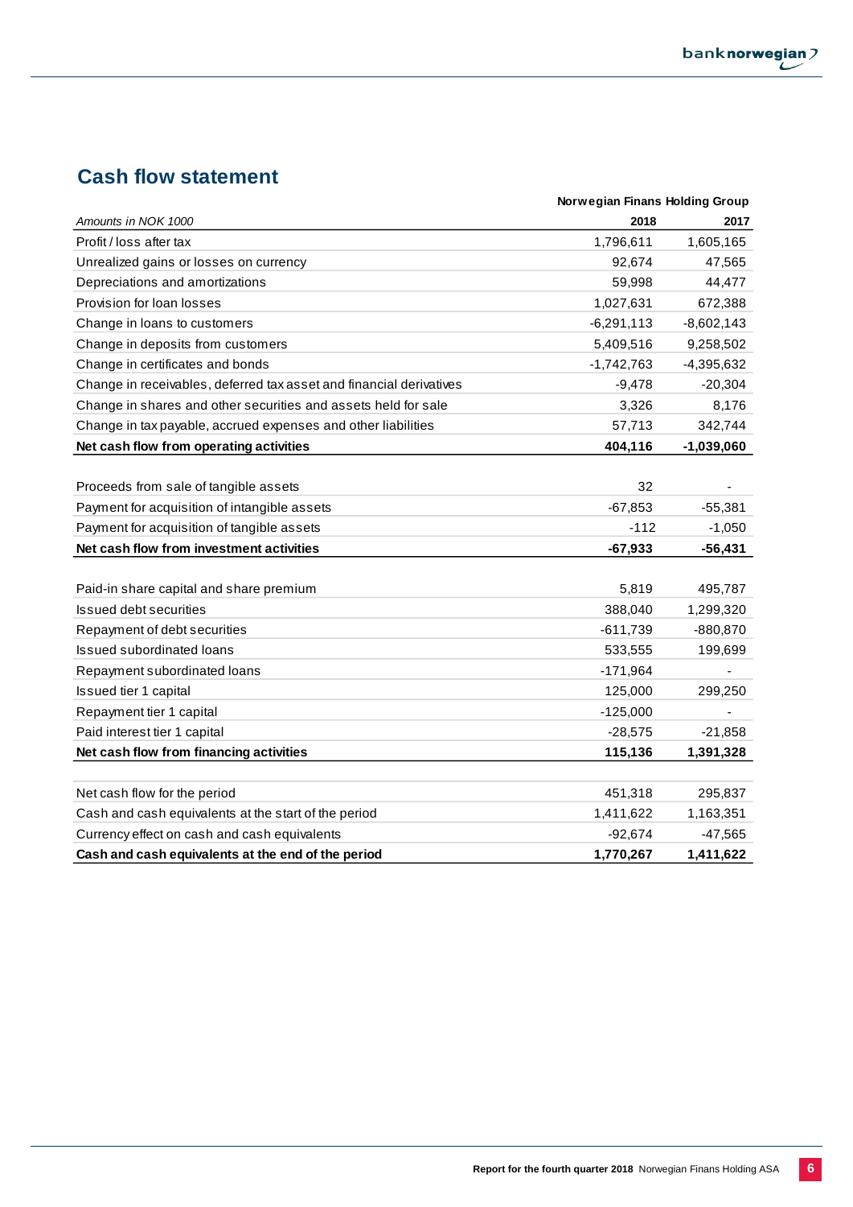## Cash flow statement

| | Norwegian Finans Holding Group | |
|---|---|---|
| *Amounts in NOK 1000* | **2018** | **2017** |
| Profit / loss after tax | 1,796,611 | 1,605,165 |
| Unrealized gains or losses on currency | 92,674 | 47,565 |
| Depreciations and amortizations | 59,998 | 44,477 |
| Provision for loan losses | 1,027,631 | 672,388 |
| Change in loans to customers | -6,291,113 | -8,602,143 |
| Change in deposits from customers | 5,409,516 | 9,258,502 |
| Change in certificates and bonds | -1,742,763 | -4,395,632 |
| Change in receivables, deferred tax asset and financial derivatives | -9,478 | -20,304 |
| Change in shares and other securities and assets held for sale | 3,326 | 8,176 |
| Change in tax payable, accrued expenses and other liabilities | 57,713 | 342,744 |
| **Net cash flow from operating activities** | **404,116** | **-1,039,060** |
| | | |
| Proceeds from sale of tangible assets | 32 | - |
| Payment for acquisition of intangible assets | -67,853 | -55,381 |
| Payment for acquisition of tangible assets | -112 | -1,050 |
| **Net cash flow from investment activities** | **-67,933** | **-56,431** |
| | | |
| Paid-in share capital and share premium | 5,819 | 495,787 |
| Issued debt securities | 388,040 | 1,299,320 |
| Repayment of debt securities | -611,739 | -880,870 |
| Issued subordinated loans | 533,555 | 199,699 |
| Repayment subordinated loans | -171,964 | - |
| Issued tier 1 capital | 125,000 | 299,250 |
| Repayment tier 1 capital | -125,000 | - |
| Paid interest tier 1 capital | -28,575 | -21,858 |
| **Net cash flow from financing activities** | **115,136** | **1,391,328** |
| | | |
| Net cash flow for the period | 451,318 | 295,837 |
| Cash and cash equivalents at the start of the period | 1,411,622 | 1,163,351 |
| Currency effect on cash and cash equivalents | -92,674 | -47,565 |
| **Cash and cash equivalents at the end of the period** | **1,770,267** | **1,411,622** |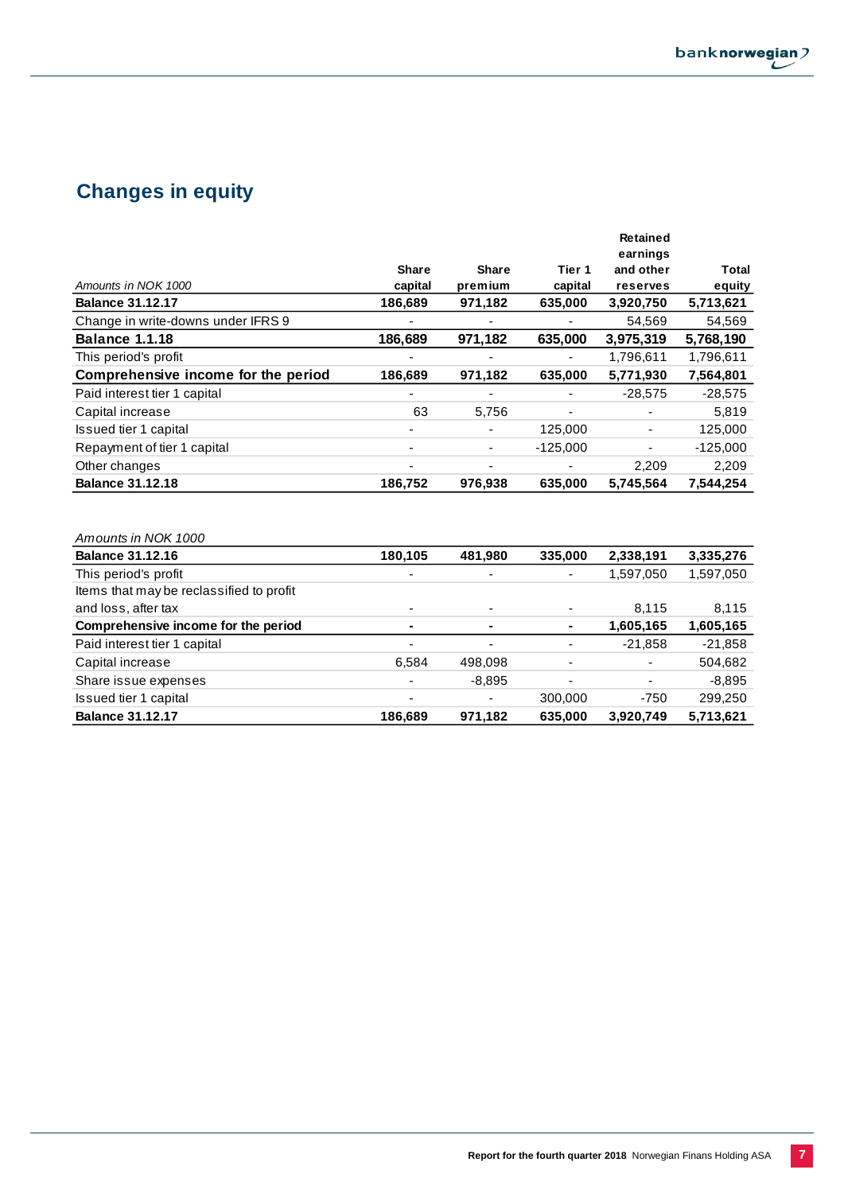## Changes in equity

| *Amounts in NOK 1000* | Share capital | Share premium | Tier 1 capital | Retained earnings and other reserves | Total equity |
|---|---|---|---|---|---|
| **Balance 31.12.17** | **186,689** | **971,182** | **635,000** | **3,920,750** | **5,713,621** |
| Change in write-downs under IFRS 9 | - | - | - | 54,569 | 54,569 |
| **Balance 1.1.18** | **186,689** | **971,182** | **635,000** | **3,975,319** | **5,768,190** |
| This period's profit | - | - | - | 1,796,611 | 1,796,611 |
| **Comprehensive income for the period** | **186,689** | **971,182** | **635,000** | **5,771,930** | **7,564,801** |
| Paid interest tier 1 capital | - | - | - | -28,575 | -28,575 |
| Capital increase | 63 | 5,756 | - | - | 5,819 |
| Issued tier 1 capital | - | - | 125,000 | - | 125,000 |
| Repayment of tier 1 capital | - | - | -125,000 | - | -125,000 |
| Other changes | - | - | - | 2,209 | 2,209 |
| **Balance 31.12.18** | **186,752** | **976,938** | **635,000** | **5,745,564** | **7,544,254** |

| *Amounts in NOK 1000* | | | | | |
|---|---|---|---|---|---|
| **Balance 31.12.16** | **180,105** | **481,980** | **335,000** | **2,338,191** | **3,335,276** |
| This period's profit | - | - | - | 1,597,050 | 1,597,050 |
| Items that may be reclassified to profit and loss, after tax | - | - | - | 8,115 | 8,115 |
| **Comprehensive income for the period** | **-** | **-** | **-** | **1,605,165** | **1,605,165** |
| Paid interest tier 1 capital | - | - | - | -21,858 | -21,858 |
| Capital increase | 6,584 | 498,098 | - | - | 504,682 |
| Share issue expenses | - | -8,895 | - | - | -8,895 |
| Issued tier 1 capital | - | - | 300,000 | -750 | 299,250 |
| **Balance 31.12.17** | **186,689** | **971,182** | **635,000** | **3,920,749** | **5,713,621** |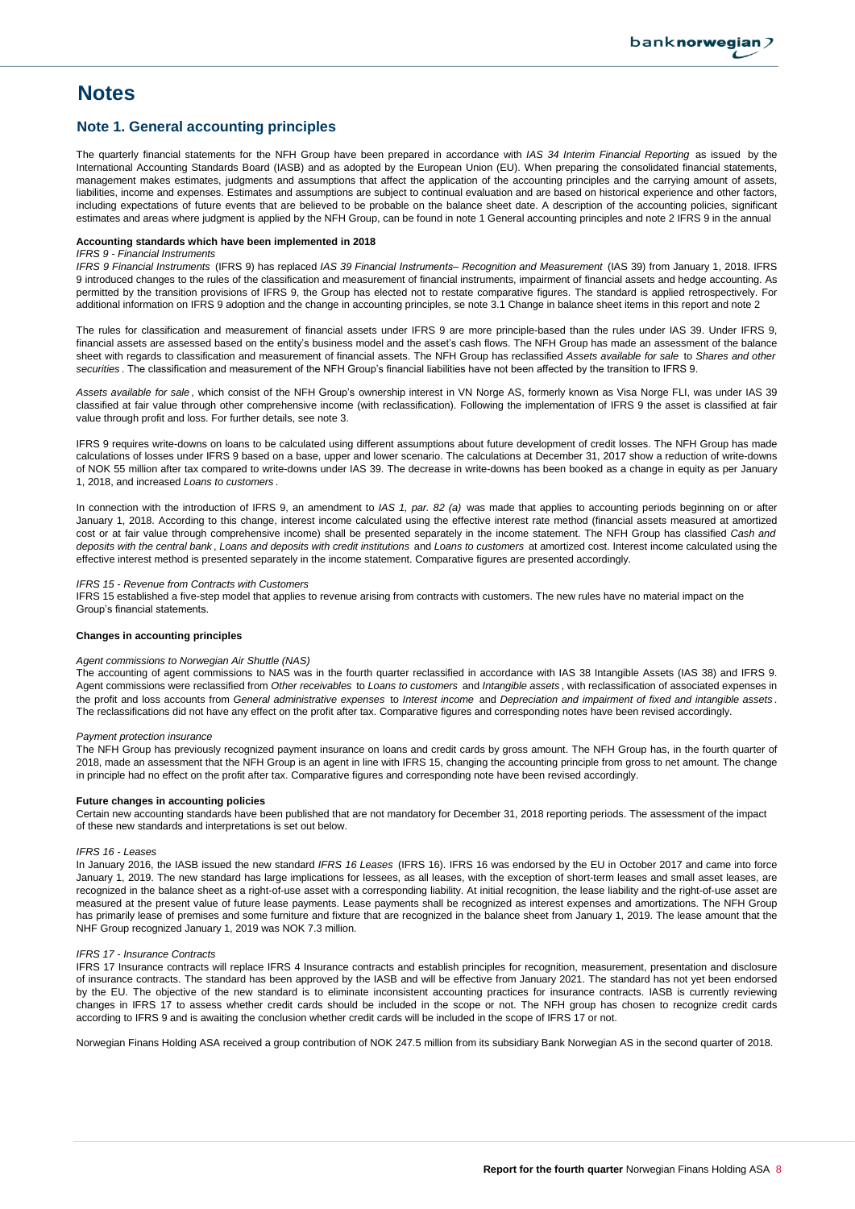# Notes

## Note 1. General accounting principles

The quarterly financial statements for the NFH Group have been prepared in accordance with *IAS 34 Interim Financial Reporting* as issued by the International Accounting Standards Board (IASB) and as adopted by the European Union (EU). When preparing the consolidated financial statements, management makes estimates, judgments and assumptions that affect the application of the accounting principles and the carrying amount of assets, liabilities, income and expenses. Estimates and assumptions are subject to continual evaluation and are based on historical experience and other factors, including expectations of future events that are believed to be probable on the balance sheet date. A description of the accounting policies, significant estimates and areas where judgment is applied by the NFH Group, can be found in note 1 General accounting principles and note 2 IFRS 9 in the annual

**Accounting standards which have been implemented in 2018**

*IFRS 9 - Financial Instruments*

*IFRS 9 Financial Instruments* (IFRS 9) has replaced *IAS 39 Financial Instruments– Recognition and Measurement* (IAS 39) from January 1, 2018. IFRS 9 introduced changes to the rules of the classification and measurement of financial instruments, impairment of financial assets and hedge accounting. As permitted by the transition provisions of IFRS 9, the Group has elected not to restate comparative figures. The standard is applied retrospectively. For additional information on IFRS 9 adoption and the change in accounting principles, se note 3.1 Change in balance sheet items in this report and note 2

The rules for classification and measurement of financial assets under IFRS 9 are more principle-based than the rules under IAS 39. Under IFRS 9, financial assets are assessed based on the entity's business model and the asset's cash flows. The NFH Group has made an assessment of the balance sheet with regards to classification and measurement of financial assets. The NFH Group has reclassified *Assets available for sale* to *Shares and other securities*. The classification and measurement of the NFH Group's financial liabilities have not been affected by the transition to IFRS 9.

*Assets available for sale*, which consist of the NFH Group's ownership interest in VN Norge AS, formerly known as Visa Norge FLI, was under IAS 39 classified at fair value through other comprehensive income (with reclassification). Following the implementation of IFRS 9 the asset is classified at fair value through profit and loss. For further details, see note 3.

IFRS 9 requires write-downs on loans to be calculated using different assumptions about future development of credit losses. The NFH Group has made calculations of losses under IFRS 9 based on a base, upper and lower scenario. The calculations at December 31, 2017 show a reduction of write-downs of NOK 55 million after tax compared to write-downs under IAS 39. The decrease in write-downs has been booked as a change in equity as per January 1, 2018, and increased *Loans to customers*.

In connection with the introduction of IFRS 9, an amendment to *IAS 1, par. 82 (a)* was made that applies to accounting periods beginning on or after January 1, 2018. According to this change, interest income calculated using the effective interest rate method (financial assets measured at amortized cost or at fair value through comprehensive income) shall be presented separately in the income statement. The NFH Group has classified *Cash and deposits with the central bank*, *Loans and deposits with credit institutions* and *Loans to customers* at amortized cost. Interest income calculated using the effective interest method is presented separately in the income statement. Comparative figures are presented accordingly.

*IFRS 15 - Revenue from Contracts with Customers*

IFRS 15 established a five-step model that applies to revenue arising from contracts with customers. The new rules have no material impact on the Group's financial statements.

**Changes in accounting principles**

*Agent commissions to Norwegian Air Shuttle (NAS)*

The accounting of agent commissions to NAS was in the fourth quarter reclassified in accordance with IAS 38 Intangible Assets (IAS 38) and IFRS 9. Agent commissions were reclassified from *Other receivables* to *Loans to customers* and *Intangible assets*, with reclassification of associated expenses in the profit and loss accounts from *General administrative expenses* to *Interest income* and *Depreciation and impairment of fixed and intangible assets*. The reclassifications did not have any effect on the profit after tax. Comparative figures and corresponding notes have been revised accordingly.

*Payment protection insurance*

The NFH Group has previously recognized payment insurance on loans and credit cards by gross amount. The NFH Group has, in the fourth quarter of 2018, made an assessment that the NFH Group is an agent in line with IFRS 15, changing the accounting principle from gross to net amount. The change in principle had no effect on the profit after tax. Comparative figures and corresponding note have been revised accordingly.

**Future changes in accounting policies**

Certain new accounting standards have been published that are not mandatory for December 31, 2018 reporting periods. The assessment of the impact of these new standards and interpretations is set out below.

*IFRS 16 - Leases*

In January 2016, the IASB issued the new standard *IFRS 16 Leases* (IFRS 16). IFRS 16 was endorsed by the EU in October 2017 and came into force January 1, 2019. The new standard has large implications for lessees, as all leases, with the exception of short-term leases and small asset leases, are recognized in the balance sheet as a right-of-use asset with a corresponding liability. At initial recognition, the lease liability and the right-of-use asset are measured at the present value of future lease payments. Lease payments shall be recognized as interest expenses and amortizations. The NFH Group has primarily lease of premises and some furniture and fixture that are recognized in the balance sheet from January 1, 2019. The lease amount that the NHF Group recognized January 1, 2019 was NOK 7.3 million.

*IFRS 17 - Insurance Contracts*

IFRS 17 Insurance contracts will replace IFRS 4 Insurance contracts and establish principles for recognition, measurement, presentation and disclosure of insurance contracts. The standard has been approved by the IASB and will be effective from January 2021. The standard has not yet been endorsed by the EU. The objective of the new standard is to eliminate inconsistent accounting practices for insurance contracts. IASB is currently reviewing changes in IFRS 17 to assess whether credit cards should be included in the scope or not. The NFH group has chosen to recognize credit cards according to IFRS 9 and is awaiting the conclusion whether credit cards will be included in the scope of IFRS 17 or not.

Norwegian Finans Holding ASA received a group contribution of NOK 247.5 million from its subsidiary Bank Norwegian AS in the second quarter of 2018.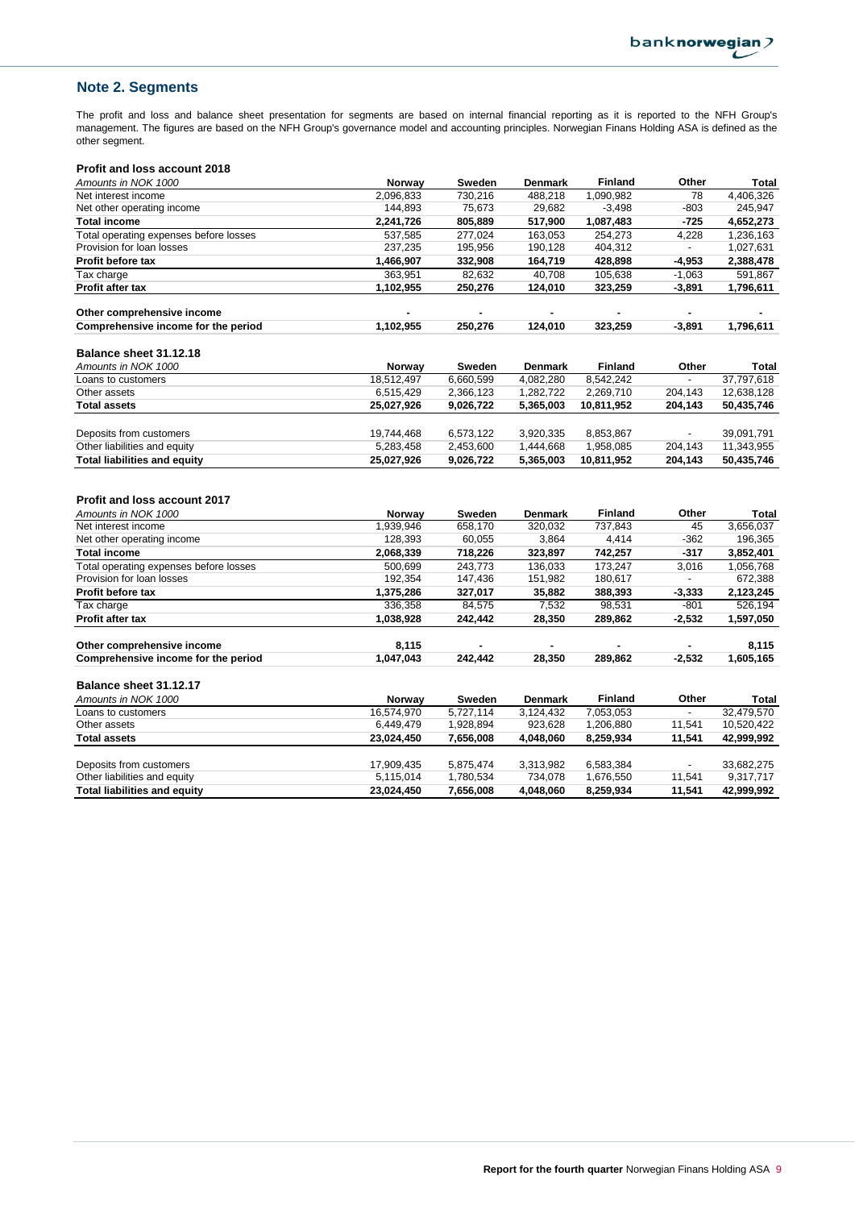## Note 2. Segments

The profit and loss and balance sheet presentation for segments are based on internal financial reporting as it is reported to the NFH Group's management. The figures are based on the NFH Group's governance model and accounting principles. Norwegian Finans Holding ASA is defined as the other segment.

**Profit and loss account 2018**

| *Amounts in NOK 1000* | Norway | Sweden | Denmark | Finland | Other | Total |
|---|---|---|---|---|---|---|
| Net interest income | 2,096,833 | 730,216 | 488,218 | 1,090,982 | 78 | 4,406,326 |
| Net other operating income | 144,893 | 75,673 | 29,682 | -3,498 | -803 | 245,947 |
| **Total income** | **2,241,726** | **805,889** | **517,900** | **1,087,483** | **-725** | **4,652,273** |
| Total operating expenses before losses | 537,585 | 277,024 | 163,053 | 254,273 | 4,228 | 1,236,163 |
| Provision for loan losses | 237,235 | 195,956 | 190,128 | 404,312 | - | 1,027,631 |
| **Profit before tax** | **1,466,907** | **332,908** | **164,719** | **428,898** | **-4,953** | **2,388,478** |
| Tax charge | 363,951 | 82,632 | 40,708 | 105,638 | -1,063 | 591,867 |
| **Profit after tax** | **1,102,955** | **250,276** | **124,010** | **323,259** | **-3,891** | **1,796,611** |
| | | | | | | |
| **Other comprehensive income** | **-** | **-** | **-** | **-** | **-** | **-** |
| **Comprehensive income for the period** | **1,102,955** | **250,276** | **124,010** | **323,259** | **-3,891** | **1,796,611** |

**Balance sheet 31.12.18**

| *Amounts in NOK 1000* | Norway | Sweden | Denmark | Finland | Other | Total |
|---|---|---|---|---|---|---|
| Loans to customers | 18,512,497 | 6,660,599 | 4,082,280 | 8,542,242 | - | 37,797,618 |
| Other assets | 6,515,429 | 2,366,123 | 1,282,722 | 2,269,710 | 204,143 | 12,638,128 |
| **Total assets** | **25,027,926** | **9,026,722** | **5,365,003** | **10,811,952** | **204,143** | **50,435,746** |
| | | | | | | |
| Deposits from customers | 19,744,468 | 6,573,122 | 3,920,335 | 8,853,867 | - | 39,091,791 |
| Other liabilities and equity | 5,283,458 | 2,453,600 | 1,444,668 | 1,958,085 | 204,143 | 11,343,955 |
| **Total liabilities and equity** | **25,027,926** | **9,026,722** | **5,365,003** | **10,811,952** | **204,143** | **50,435,746** |

**Profit and loss account 2017**

| *Amounts in NOK 1000* | Norway | Sweden | Denmark | Finland | Other | Total |
|---|---|---|---|---|---|---|
| Net interest income | 1,939,946 | 658,170 | 320,032 | 737,843 | 45 | 3,656,037 |
| Net other operating income | 128,393 | 60,055 | 3,864 | 4,414 | -362 | 196,365 |
| **Total income** | **2,068,339** | **718,226** | **323,897** | **742,257** | **-317** | **3,852,401** |
| Total operating expenses before losses | 500,699 | 243,773 | 136,033 | 173,247 | 3,016 | 1,056,768 |
| Provision for loan losses | 192,354 | 147,436 | 151,982 | 180,617 | - | 672,388 |
| **Profit before tax** | **1,375,286** | **327,017** | **35,882** | **388,393** | **-3,333** | **2,123,245** |
| Tax charge | 336,358 | 84,575 | 7,532 | 98,531 | -801 | 526,194 |
| **Profit after tax** | **1,038,928** | **242,442** | **28,350** | **289,862** | **-2,532** | **1,597,050** |
| | | | | | | |
| **Other comprehensive income** | **8,115** | **-** | **-** | **-** | **-** | **8,115** |
| **Comprehensive income for the period** | **1,047,043** | **242,442** | **28,350** | **289,862** | **-2,532** | **1,605,165** |

**Balance sheet 31.12.17**

| *Amounts in NOK 1000* | Norway | Sweden | Denmark | Finland | Other | Total |
|---|---|---|---|---|---|---|
| Loans to customers | 16,574,970 | 5,727,114 | 3,124,432 | 7,053,053 | - | 32,479,570 |
| Other assets | 6,449,479 | 1,928,894 | 923,628 | 1,206,880 | 11,541 | 10,520,422 |
| **Total assets** | **23,024,450** | **7,656,008** | **4,048,060** | **8,259,934** | **11,541** | **42,999,992** |
| | | | | | | |
| Deposits from customers | 17,909,435 | 5,875,474 | 3,313,982 | 6,583,384 | - | 33,682,275 |
| Other liabilities and equity | 5,115,014 | 1,780,534 | 734,078 | 1,676,550 | 11,541 | 9,317,717 |
| **Total liabilities and equity** | **23,024,450** | **7,656,008** | **4,048,060** | **8,259,934** | **11,541** | **42,999,992** |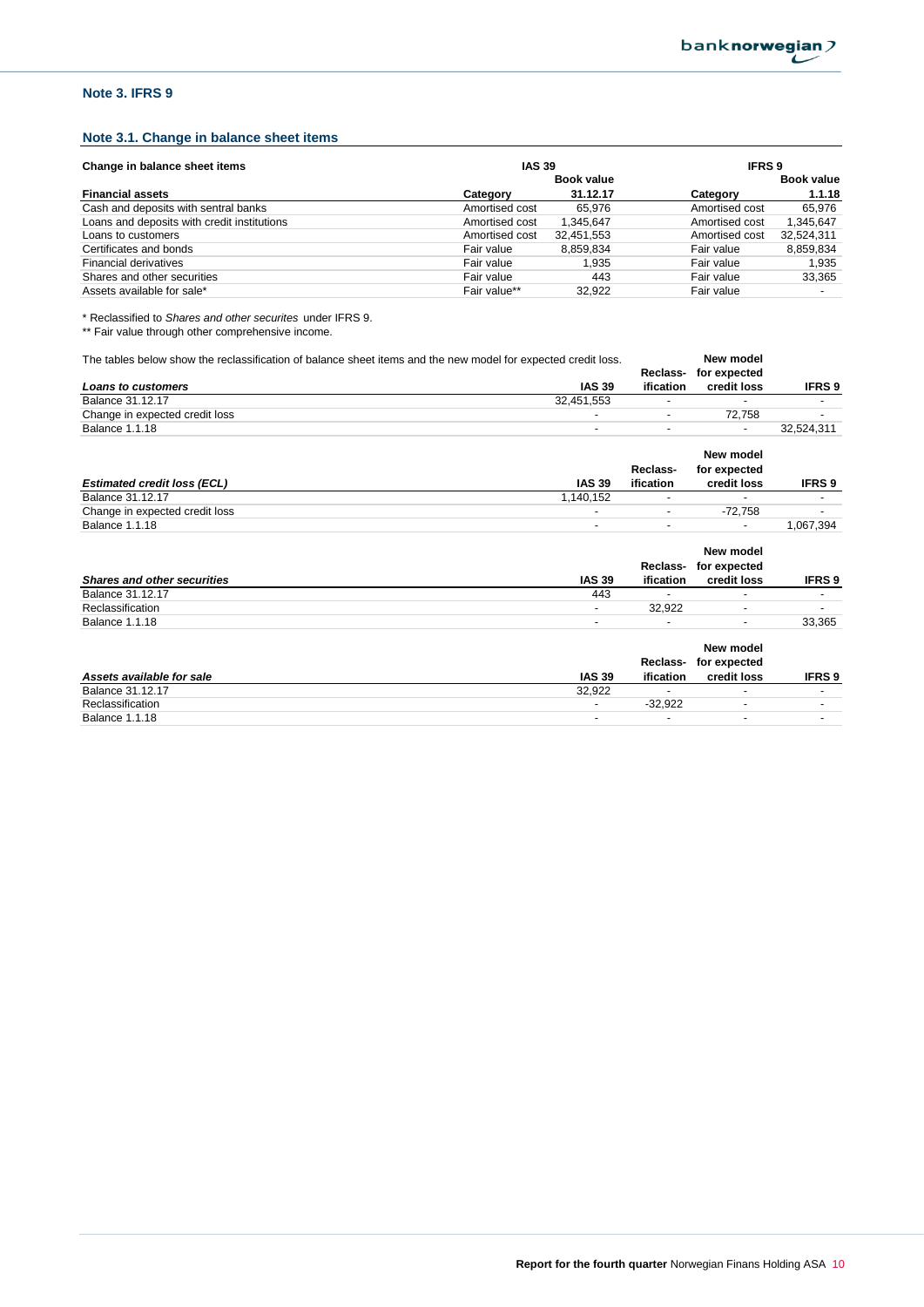## Note 3. IFRS 9

### Note 3.1. Change in balance sheet items

| Change in balance sheet items | IAS 39 | | IFRS 9 | |
|---|---|---|---|---|
| | | Book value | | Book value |
| **Financial assets** | **Category** | **31.12.17** | **Category** | **1.1.18** |
| Cash and deposits with sentral banks | Amortised cost | 65,976 | Amortised cost | 65,976 |
| Loans and deposits with credit institutions | Amortised cost | 1,345,647 | Amortised cost | 1,345,647 |
| Loans to customers | Amortised cost | 32,451,553 | Amortised cost | 32,524,311 |
| Certificates and bonds | Fair value | 8,859,834 | Fair value | 8,859,834 |
| Financial derivatives | Fair value | 1,935 | Fair value | 1,935 |
| Shares and other securities | Fair value | 443 | Fair value | 33,365 |
| Assets available for sale* | Fair value** | 32,922 | Fair value | - |

\* Reclassified to *Shares and other securites* under IFRS 9.
\*\* Fair value through other comprehensive income.

The tables below show the reclassification of balance sheet items and the new model for expected credit loss.

| *Loans to customers* | IAS 39 | Reclass-ification | New model for expected credit loss | IFRS 9 |
|---|---|---|---|---|
| Balance 31.12.17 | 32,451,553 | - | - | - |
| Change in expected credit loss | - | - | 72,758 | - |
| Balance 1.1.18 | - | - | - | 32,524,311 |

| *Estimated credit loss (ECL)* | IAS 39 | Reclass-ification | New model for expected credit loss | IFRS 9 |
|---|---|---|---|---|
| Balance 31.12.17 | 1,140,152 | - | - | - |
| Change in expected credit loss | - | - | -72,758 | - |
| Balance 1.1.18 | - | - | - | 1,067,394 |

| *Shares and other securities* | IAS 39 | Reclass-ification | New model for expected credit loss | IFRS 9 |
|---|---|---|---|---|
| Balance 31.12.17 | 443 | - | - | - |
| Reclassification | - | 32,922 | - | - |
| Balance 1.1.18 | - | - | - | 33,365 |

| *Assets available for sale* | IAS 39 | Reclass-ification | New model for expected credit loss | IFRS 9 |
|---|---|---|---|---|
| Balance 31.12.17 | 32,922 | - | - | - |
| Reclassification | - | -32,922 | - | - |
| Balance 1.1.18 | - | - | - | - |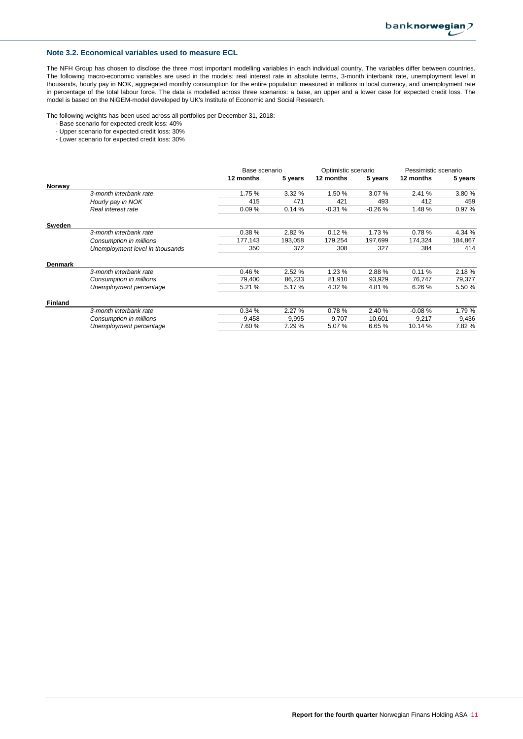## Note 3.2. Economical variables used to measure ECL

The NFH Group has chosen to disclose the three most important modelling variables in each individual country. The variables differ between countries. The following macro-economic variables are used in the models: real interest rate in absolute terms, 3-month interbank rate, unemployment level in thousands, hourly pay in NOK, aggregated monthly consumption for the entire population measured in millions in local currency, and unemployment rate in percentage of the total labour force. The data is modelled across three scenarios: a base, an upper and a lower case for expected credit loss. The model is based on the NiGEM-model developed by UK's Institute of Economic and Social Research.

The following weights has been used across all portfolios per December 31, 2018:

- Base scenario for expected credit loss: 40%
- Upper scenario for expected credit loss: 30%
- Lower scenario for expected credit loss: 30%

| | Base scenario | | Optimistic scenario | | Pessimistic scenario | |
|---|---|---|---|---|---|---|
| | **12 months** | **5 years** | **12 months** | **5 years** | **12 months** | **5 years** |
| **Norway** | | | | | | |
| *3-month interbank rate* | 1.75 % | 3.32 % | 1.50 % | 3.07 % | 2.41 % | 3.80 % |
| *Hourly pay in NOK* | 415 | 471 | 421 | 493 | 412 | 459 |
| *Real interest rate* | 0.09 % | 0.14 % | -0.31 % | -0.26 % | 1.48 % | 0.97 % |
| **Sweden** | | | | | | |
| *3-month interbank rate* | 0.38 % | 2.82 % | 0.12 % | 1.73 % | 0.78 % | 4.34 % |
| *Consumption in millions* | 177,143 | 193,058 | 179,254 | 197,699 | 174,324 | 184,867 |
| *Unemployment level in thousands* | 350 | 372 | 308 | 327 | 384 | 414 |
| **Denmark** | | | | | | |
| *3-month interbank rate* | 0.46 % | 2.52 % | 1.23 % | 2.88 % | 0.11 % | 2.18 % |
| *Consumption in millions* | 79,400 | 86,233 | 81,910 | 93,929 | 76,747 | 79,377 |
| *Unemployment percentage* | 5.21 % | 5.17 % | 4.32 % | 4.81 % | 6.26 % | 5.50 % |
| **Finland** | | | | | | |
| *3-month interbank rate* | 0.34 % | 2.27 % | 0.78 % | 2.40 % | -0.08 % | 1.79 % |
| *Consumption in millions* | 9,458 | 9,995 | 9,707 | 10,601 | 9,217 | 9,436 |
| *Unemployment percentage* | 7.60 % | 7.29 % | 5.07 % | 6.65 % | 10.14 % | 7.82 % |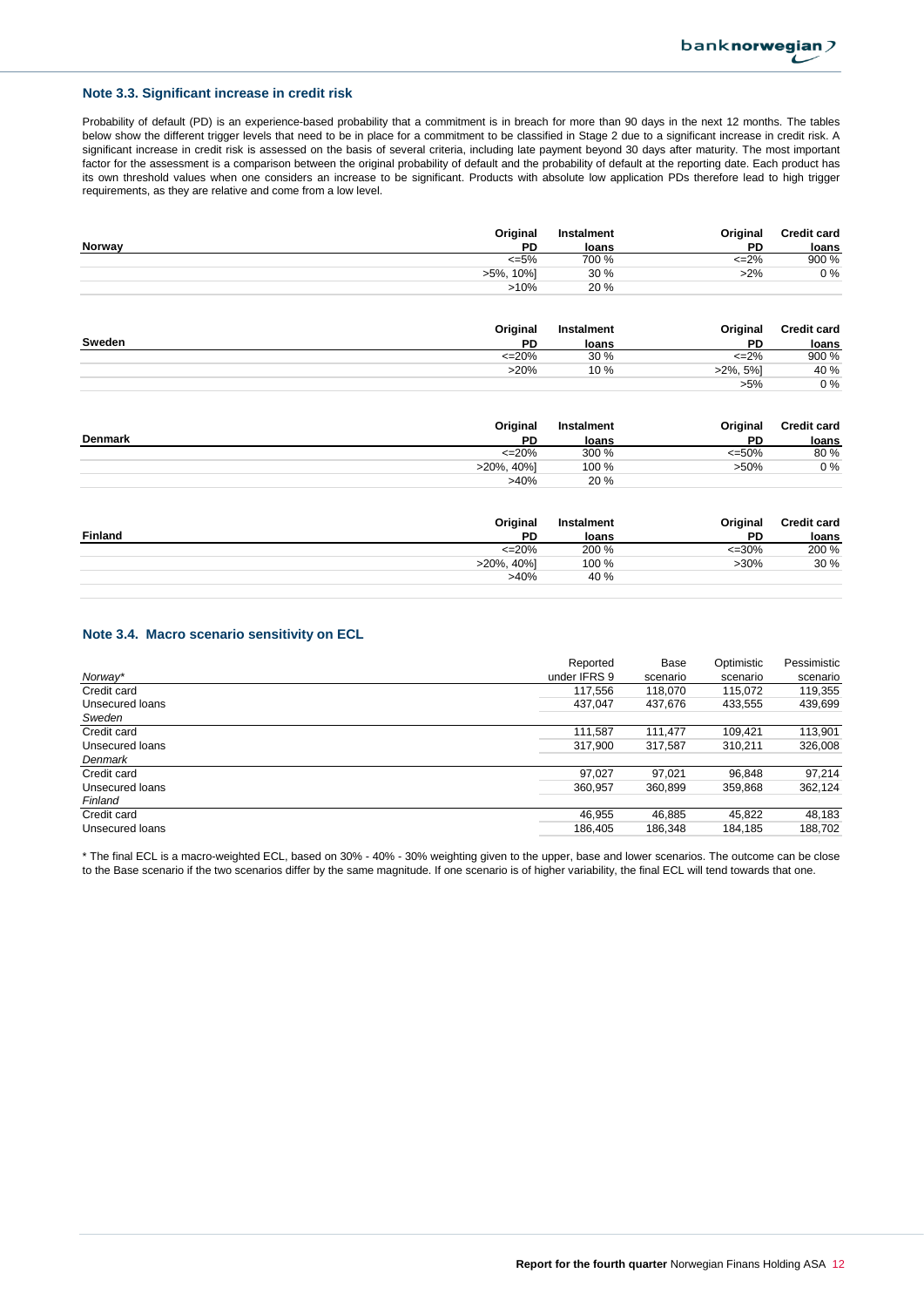### Note 3.3. Significant increase in credit risk

Probability of default (PD) is an experience-based probability that a commitment is in breach for more than 90 days in the next 12 months. The tables below show the different trigger levels that need to be in place for a commitment to be classified in Stage 2 due to a significant increase in credit risk. A significant increase in credit risk is assessed on the basis of several criteria, including late payment beyond 30 days after maturity. The most important factor for the assessment is a comparison between the original probability of default and the probability of default at the reporting date. Each product has its own threshold values when one considers an increase to be significant. Products with absolute low application PDs therefore lead to high trigger requirements, as they are relative and come from a low level.

| Norway | Original PD | Instalment loans | Original PD | Credit card loans |
|---|---|---|---|---|
| | <=5% | 700 % | <=2% | 900 % |
| | >5%, 10%] | 30 % | >2% | 0 % |
| | >10% | 20 % | | |

| Sweden | Original PD | Instalment loans | Original PD | Credit card loans |
|---|---|---|---|---|
| | <=20% | 30 % | <=2% | 900 % |
| | >20% | 10 % | >2%, 5%] | 40 % |
| | | | >5% | 0 % |

| Denmark | Original PD | Instalment loans | Original PD | Credit card loans |
|---|---|---|---|---|
| | <=20% | 300 % | <=50% | 80 % |
| | >20%, 40%] | 100 % | >50% | 0 % |
| | >40% | 20 % | | |

| Finland | Original PD | Instalment loans | Original PD | Credit card loans |
|---|---|---|---|---|
| | <=20% | 200 % | <=30% | 200 % |
| | >20%, 40%] | 100 % | >30% | 30 % |
| | >40% | 40 % | | |

### Note 3.4. Macro scenario sensitivity on ECL

| | Reported under IFRS 9 | Base scenario | Optimistic scenario | Pessimistic scenario |
|---|---|---|---|---|
| *Norway** | | | | |
| Credit card | 117,556 | 118,070 | 115,072 | 119,355 |
| Unsecured loans | 437,047 | 437,676 | 433,555 | 439,699 |
| *Sweden* | | | | |
| Credit card | 111,587 | 111,477 | 109,421 | 113,901 |
| Unsecured loans | 317,900 | 317,587 | 310,211 | 326,008 |
| *Denmark* | | | | |
| Credit card | 97,027 | 97,021 | 96,848 | 97,214 |
| Unsecured loans | 360,957 | 360,899 | 359,868 | 362,124 |
| *Finland* | | | | |
| Credit card | 46,955 | 46,885 | 45,822 | 48,183 |
| Unsecured loans | 186,405 | 186,348 | 184,185 | 188,702 |

* The final ECL is a macro-weighted ECL, based on 30% - 40% - 30% weighting given to the upper, base and lower scenarios. The outcome can be close to the Base scenario if the two scenarios differ by the same magnitude. If one scenario is of higher variability, the final ECL will tend towards that one.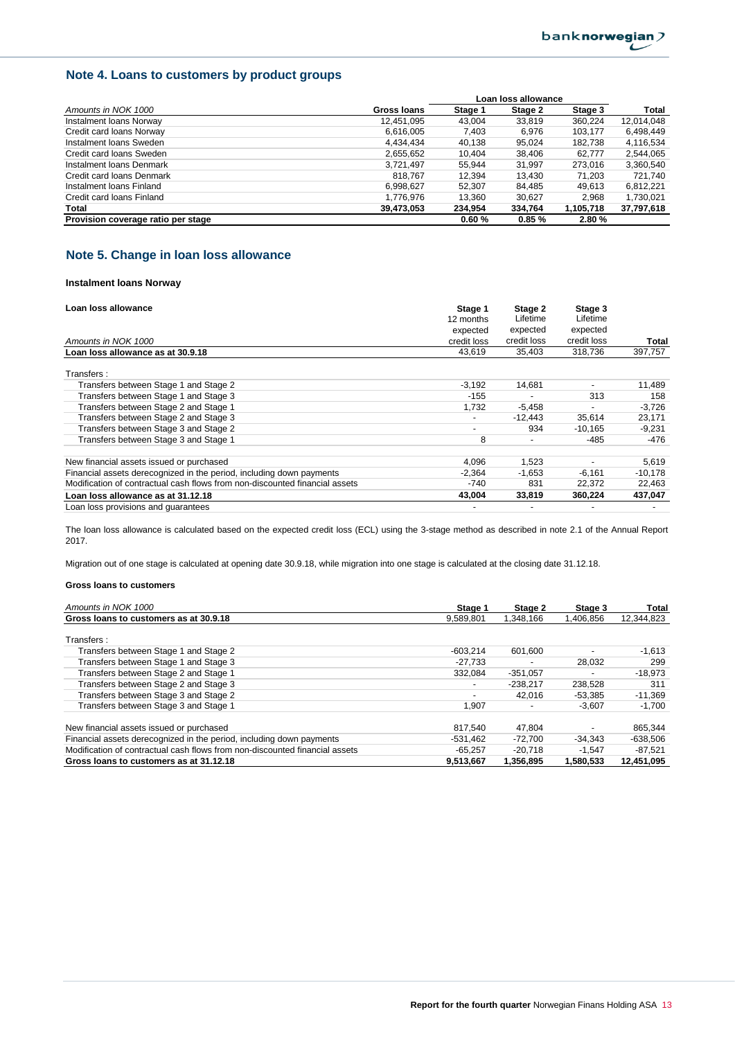## Note 4. Loans to customers by product groups

| | | Loan loss allowance | | | |
|---|---|---|---|---|---|
| *Amounts in NOK 1000* | **Gross loans** | **Stage 1** | **Stage 2** | **Stage 3** | **Total** |
| Instalment loans Norway | 12,451,095 | 43,004 | 33,819 | 360,224 | 12,014,048 |
| Credit card loans Norway | 6,616,005 | 7,403 | 6,976 | 103,177 | 6,498,449 |
| Instalment loans Sweden | 4,434,434 | 40,138 | 95,024 | 182,738 | 4,116,534 |
| Credit card loans Sweden | 2,655,652 | 10,404 | 38,406 | 62,777 | 2,544,065 |
| Instalment loans Denmark | 3,721,497 | 55,944 | 31,997 | 273,016 | 3,360,540 |
| Credit card loans Denmark | 818,767 | 12,394 | 13,430 | 71,203 | 721,740 |
| Instalment loans Finland | 6,998,627 | 52,307 | 84,485 | 49,613 | 6,812,221 |
| Credit card loans Finland | 1,776,976 | 13,360 | 30,627 | 2,968 | 1,730,021 |
| **Total** | **39,473,053** | **234,954** | **334,764** | **1,105,718** | **37,797,618** |
| **Provision coverage ratio per stage** | | **0.60 %** | **0.85 %** | **2.80 %** | |

## Note 5. Change in loan loss allowance

### Instalment loans Norway

| **Loan loss allowance** *Amounts in NOK 1000* | **Stage 1** 12 months expected credit loss | **Stage 2** Lifetime expected credit loss | **Stage 3** Lifetime expected credit loss | **Total** |
|---|---|---|---|---|
| **Loan loss allowance as at 30.9.18** | 43,619 | 35,403 | 318,736 | 397,757 |
| Transfers : | | | | |
| Transfers between Stage 1 and Stage 2 | -3,192 | 14,681 | - | 11,489 |
| Transfers between Stage 1 and Stage 3 | -155 | - | 313 | 158 |
| Transfers between Stage 2 and Stage 1 | 1,732 | -5,458 | - | -3,726 |
| Transfers between Stage 2 and Stage 3 | - | -12,443 | 35,614 | 23,171 |
| Transfers between Stage 3 and Stage 2 | - | 934 | -10,165 | -9,231 |
| Transfers between Stage 3 and Stage 1 | 8 | - | -485 | -476 |
| New financial assets issued or purchased | 4,096 | 1,523 | - | 5,619 |
| Financial assets derecognized in the period, including down payments | -2,364 | -1,653 | -6,161 | -10,178 |
| Modification of contractual cash flows from non-discounted financial assets | -740 | 831 | 22,372 | 22,463 |
| **Loan loss allowance as at 31.12.18** | **43,004** | **33,819** | **360,224** | **437,047** |
| Loan loss provisions and guarantees | - | - | - | - |

The loan loss allowance is calculated based on the expected credit loss (ECL) using the 3-stage method as described in note 2.1 of the Annual Report 2017.

Migration out of one stage is calculated at opening date 30.9.18, while migration into one stage is calculated at the closing date 31.12.18.

### Gross loans to customers

| *Amounts in NOK 1000* | **Stage 1** | **Stage 2** | **Stage 3** | **Total** |
|---|---|---|---|---|
| **Gross loans to customers as at 30.9.18** | 9,589,801 | 1,348,166 | 1,406,856 | 12,344,823 |
| Transfers : | | | | |
| Transfers between Stage 1 and Stage 2 | -603,214 | 601,600 | - | -1,613 |
| Transfers between Stage 1 and Stage 3 | -27,733 | - | 28,032 | 299 |
| Transfers between Stage 2 and Stage 1 | 332,084 | -351,057 | - | -18,973 |
| Transfers between Stage 2 and Stage 3 | - | -238,217 | 238,528 | 311 |
| Transfers between Stage 3 and Stage 2 | - | 42,016 | -53,385 | -11,369 |
| Transfers between Stage 3 and Stage 1 | 1,907 | - | -3,607 | -1,700 |
| New financial assets issued or purchased | 817,540 | 47,804 | - | 865,344 |
| Financial assets derecognized in the period, including down payments | -531,462 | -72,700 | -34,343 | -638,506 |
| Modification of contractual cash flows from non-discounted financial assets | -65,257 | -20,718 | -1,547 | -87,521 |
| **Gross loans to customers as at 31.12.18** | **9,513,667** | **1,356,895** | **1,580,533** | **12,451,095** |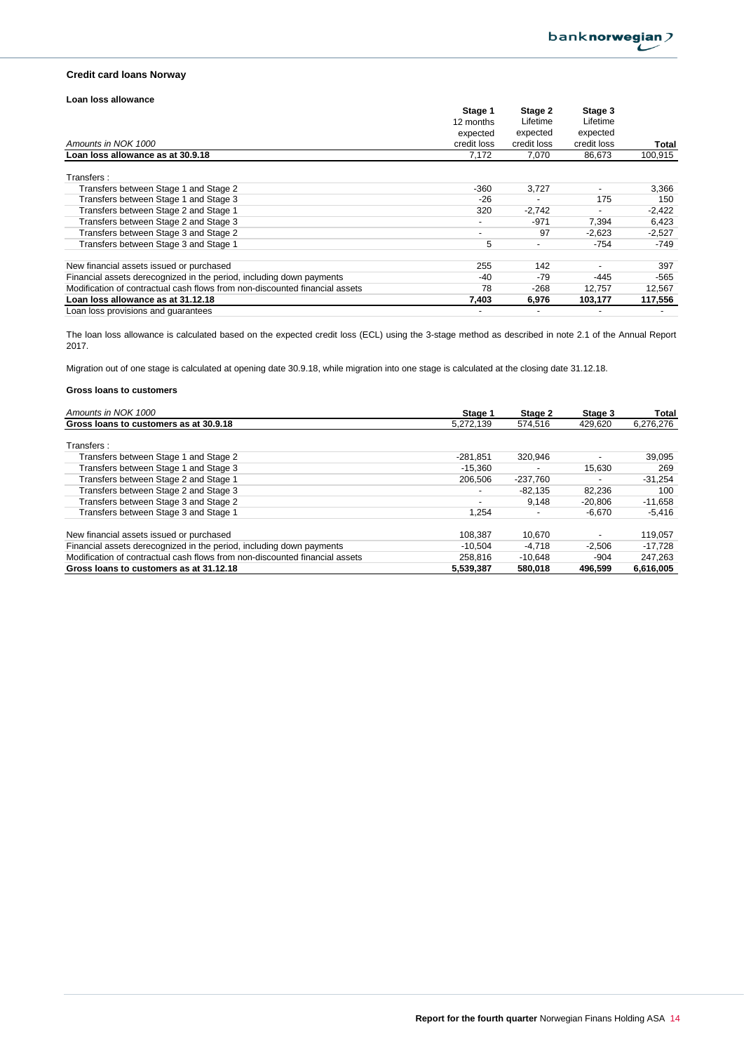## Credit card loans Norway

### Loan loss allowance

| *Amounts in NOK 1000* | Stage 1 12 months expected credit loss | Stage 2 Lifetime expected credit loss | Stage 3 Lifetime expected credit loss | Total |
|---|---|---|---|---|
| **Loan loss allowance as at 30.9.18** | 7,172 | 7,070 | 86,673 | 100,915 |
| Transfers : | | | | |
| Transfers between Stage 1 and Stage 2 | -360 | 3,727 | - | 3,366 |
| Transfers between Stage 1 and Stage 3 | -26 | - | 175 | 150 |
| Transfers between Stage 2 and Stage 1 | 320 | -2,742 | - | -2,422 |
| Transfers between Stage 2 and Stage 3 | - | -971 | 7,394 | 6,423 |
| Transfers between Stage 3 and Stage 2 | - | 97 | -2,623 | -2,527 |
| Transfers between Stage 3 and Stage 1 | 5 | - | -754 | -749 |
| New financial assets issued or purchased | 255 | 142 | - | 397 |
| Financial assets derecognized in the period, including down payments | -40 | -79 | -445 | -565 |
| Modification of contractual cash flows from non-discounted financial assets | 78 | -268 | 12,757 | 12,567 |
| **Loan loss allowance as at 31.12.18** | **7,403** | **6,976** | **103,177** | **117,556** |
| Loan loss provisions and guarantees | - | - | - | - |

The loan loss allowance is calculated based on the expected credit loss (ECL) using the 3-stage method as described in note 2.1 of the Annual Report 2017.

Migration out of one stage is calculated at opening date 30.9.18, while migration into one stage is calculated at the closing date 31.12.18.

### Gross loans to customers

| *Amounts in NOK 1000* | Stage 1 | Stage 2 | Stage 3 | Total |
|---|---|---|---|---|
| **Gross loans to customers as at 30.9.18** | 5,272,139 | 574,516 | 429,620 | 6,276,276 |
| Transfers : | | | | |
| Transfers between Stage 1 and Stage 2 | -281,851 | 320,946 | - | 39,095 |
| Transfers between Stage 1 and Stage 3 | -15,360 | - | 15,630 | 269 |
| Transfers between Stage 2 and Stage 1 | 206,506 | -237,760 | - | -31,254 |
| Transfers between Stage 2 and Stage 3 | - | -82,135 | 82,236 | 100 |
| Transfers between Stage 3 and Stage 2 | - | 9,148 | -20,806 | -11,658 |
| Transfers between Stage 3 and Stage 1 | 1,254 | - | -6,670 | -5,416 |
| New financial assets issued or purchased | 108,387 | 10,670 | - | 119,057 |
| Financial assets derecognized in the period, including down payments | -10,504 | -4,718 | -2,506 | -17,728 |
| Modification of contractual cash flows from non-discounted financial assets | 258,816 | -10,648 | -904 | 247,263 |
| **Gross loans to customers as at 31.12.18** | **5,539,387** | **580,018** | **496,599** | **6,616,005** |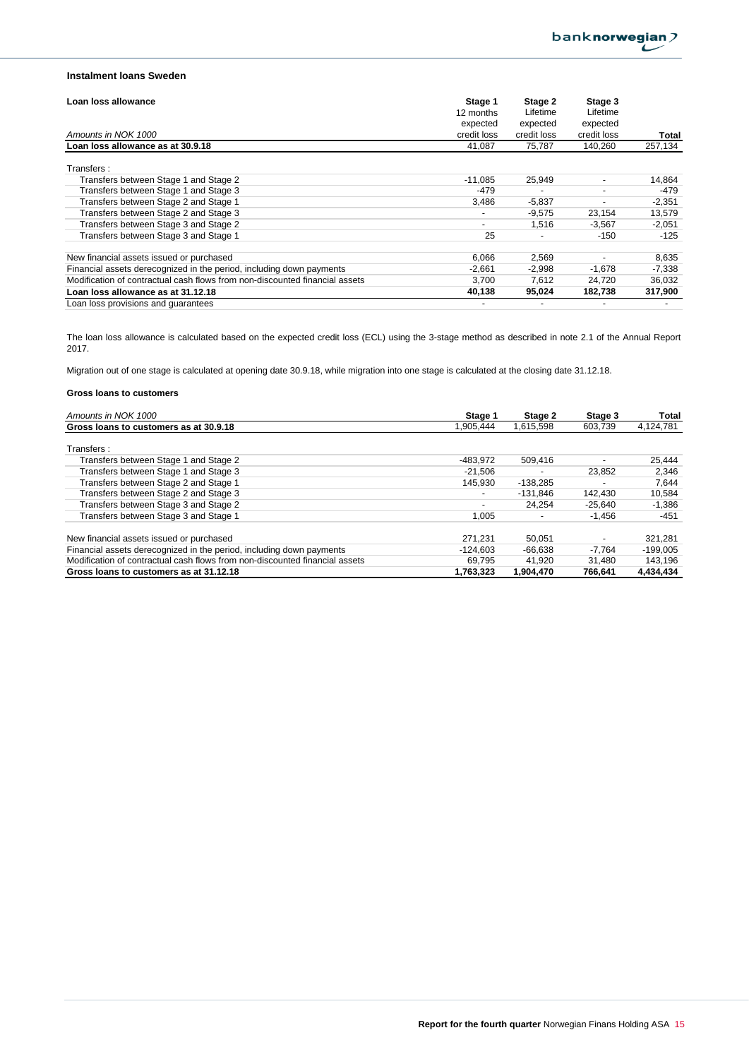### Instalment loans Sweden

| Loan loss allowance<br>*Amounts in NOK 1000* | Stage 1<br>12 months expected credit loss | Stage 2<br>Lifetime expected credit loss | Stage 3<br>Lifetime expected credit loss | Total |
|---|---|---|---|---|
| **Loan loss allowance as at 30.9.18** | 41,087 | 75,787 | 140,260 | 257,134 |
| Transfers : | | | | |
| Transfers between Stage 1 and Stage 2 | -11,085 | 25,949 | - | 14,864 |
| Transfers between Stage 1 and Stage 3 | -479 | - | - | -479 |
| Transfers between Stage 2 and Stage 1 | 3,486 | -5,837 | - | -2,351 |
| Transfers between Stage 2 and Stage 3 | - | -9,575 | 23,154 | 13,579 |
| Transfers between Stage 3 and Stage 2 | - | 1,516 | -3,567 | -2,051 |
| Transfers between Stage 3 and Stage 1 | 25 | - | -150 | -125 |
| New financial assets issued or purchased | 6,066 | 2,569 | - | 8,635 |
| Financial assets derecognized in the period, including down payments | -2,661 | -2,998 | -1,678 | -7,338 |
| Modification of contractual cash flows from non-discounted financial assets | 3,700 | 7,612 | 24,720 | 36,032 |
| **Loan loss allowance as at 31.12.18** | **40,138** | **95,024** | **182,738** | **317,900** |
| Loan loss provisions and guarantees | - | - | - | - |

The loan loss allowance is calculated based on the expected credit loss (ECL) using the 3-stage method as described in note 2.1 of the Annual Report 2017.

Migration out of one stage is calculated at opening date 30.9.18, while migration into one stage is calculated at the closing date 31.12.18.

#### Gross loans to customers

| *Amounts in NOK 1000* | Stage 1 | Stage 2 | Stage 3 | Total |
|---|---|---|---|---|
| **Gross loans to customers as at 30.9.18** | 1,905,444 | 1,615,598 | 603,739 | 4,124,781 |
| Transfers : | | | | |
| Transfers between Stage 1 and Stage 2 | -483,972 | 509,416 | - | 25,444 |
| Transfers between Stage 1 and Stage 3 | -21,506 | - | 23,852 | 2,346 |
| Transfers between Stage 2 and Stage 1 | 145,930 | -138,285 | - | 7,644 |
| Transfers between Stage 2 and Stage 3 | - | -131,846 | 142,430 | 10,584 |
| Transfers between Stage 3 and Stage 2 | - | 24,254 | -25,640 | -1,386 |
| Transfers between Stage 3 and Stage 1 | 1,005 | - | -1,456 | -451 |
| New financial assets issued or purchased | 271,231 | 50,051 | - | 321,281 |
| Financial assets derecognized in the period, including down payments | -124,603 | -66,638 | -7,764 | -199,005 |
| Modification of contractual cash flows from non-discounted financial assets | 69,795 | 41,920 | 31,480 | 143,196 |
| **Gross loans to customers as at 31.12.18** | **1,763,323** | **1,904,470** | **766,641** | **4,434,434** |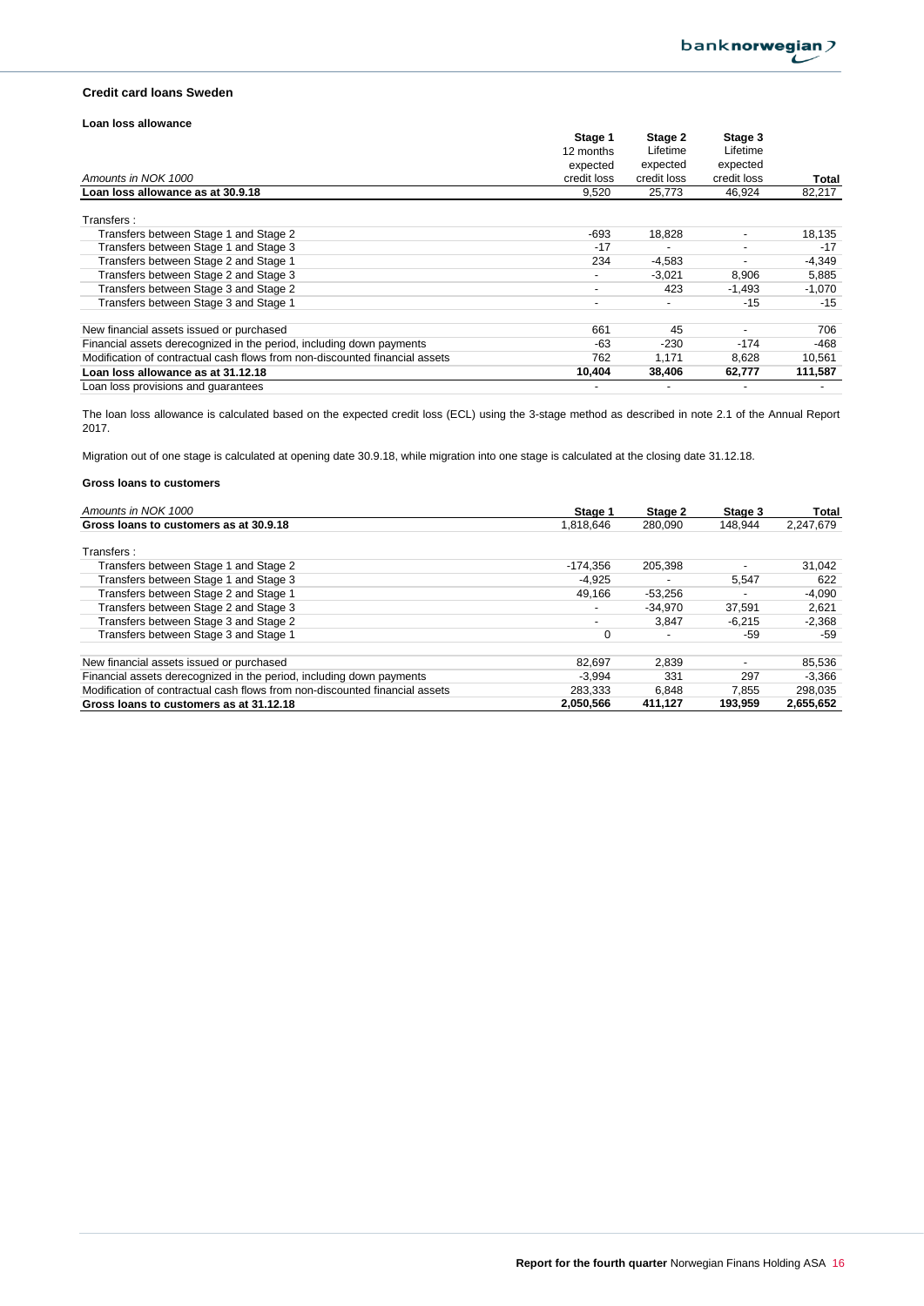### Credit card loans Sweden

#### Loan loss allowance

| *Amounts in NOK 1000* | Stage 1 12 months expected credit loss | Stage 2 Lifetime expected credit loss | Stage 3 Lifetime expected credit loss | Total |
|---|---|---|---|---|
| **Loan loss allowance as at 30.9.18** | 9,520 | 25,773 | 46,924 | 82,217 |
| Transfers : | | | | |
| Transfers between Stage 1 and Stage 2 | -693 | 18,828 | - | 18,135 |
| Transfers between Stage 1 and Stage 3 | -17 | - | - | -17 |
| Transfers between Stage 2 and Stage 1 | 234 | -4,583 | - | -4,349 |
| Transfers between Stage 2 and Stage 3 | - | -3,021 | 8,906 | 5,885 |
| Transfers between Stage 3 and Stage 2 | - | 423 | -1,493 | -1,070 |
| Transfers between Stage 3 and Stage 1 | - | - | -15 | -15 |
| New financial assets issued or purchased | 661 | 45 | - | 706 |
| Financial assets derecognized in the period, including down payments | -63 | -230 | -174 | -468 |
| Modification of contractual cash flows from non-discounted financial assets | 762 | 1,171 | 8,628 | 10,561 |
| **Loan loss allowance as at 31.12.18** | **10,404** | **38,406** | **62,777** | **111,587** |
| Loan loss provisions and guarantees | - | - | - | - |

The loan loss allowance is calculated based on the expected credit loss (ECL) using the 3-stage method as described in note 2.1 of the Annual Report 2017.

Migration out of one stage is calculated at opening date 30.9.18, while migration into one stage is calculated at the closing date 31.12.18.

#### Gross loans to customers

| *Amounts in NOK 1000* | Stage 1 | Stage 2 | Stage 3 | Total |
|---|---|---|---|---|
| **Gross loans to customers as at 30.9.18** | 1,818,646 | 280,090 | 148,944 | 2,247,679 |
| Transfers : | | | | |
| Transfers between Stage 1 and Stage 2 | -174,356 | 205,398 | - | 31,042 |
| Transfers between Stage 1 and Stage 3 | -4,925 | - | 5,547 | 622 |
| Transfers between Stage 2 and Stage 1 | 49,166 | -53,256 | - | -4,090 |
| Transfers between Stage 2 and Stage 3 | - | -34,970 | 37,591 | 2,621 |
| Transfers between Stage 3 and Stage 2 | - | 3,847 | -6,215 | -2,368 |
| Transfers between Stage 3 and Stage 1 | 0 | - | -59 | -59 |
| New financial assets issued or purchased | 82,697 | 2,839 | - | 85,536 |
| Financial assets derecognized in the period, including down payments | -3,994 | 331 | 297 | -3,366 |
| Modification of contractual cash flows from non-discounted financial assets | 283,333 | 6,848 | 7,855 | 298,035 |
| **Gross loans to customers as at 31.12.18** | **2,050,566** | **411,127** | **193,959** | **2,655,652** |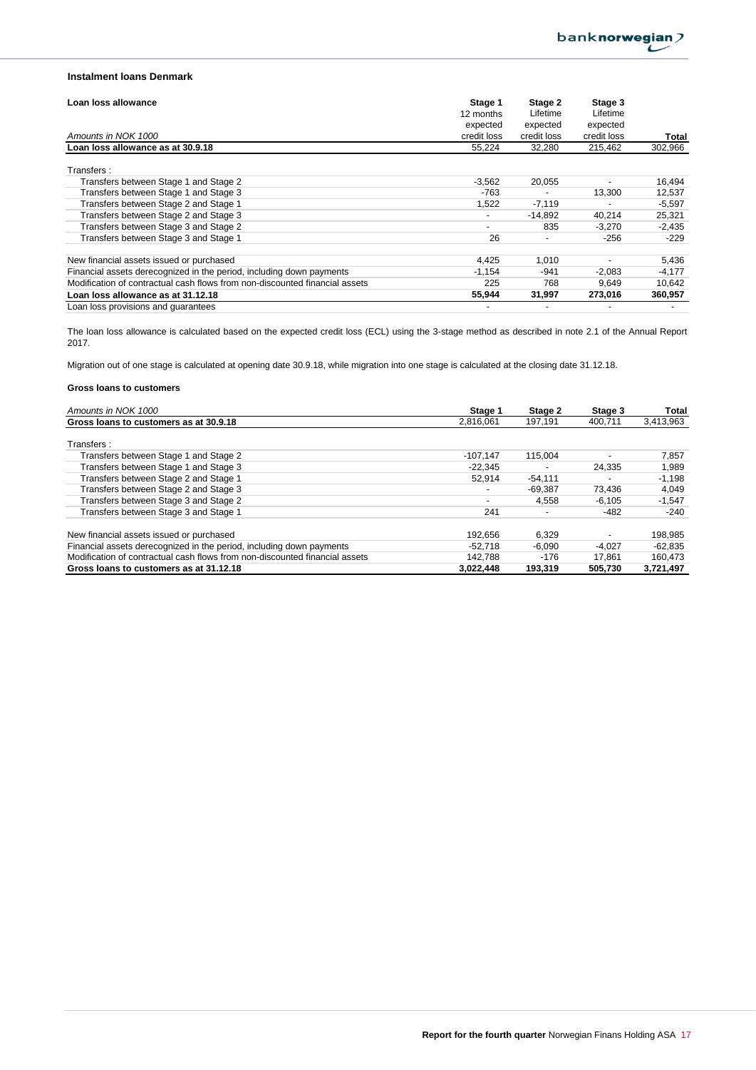### Instalment loans Denmark

| Loan loss allowance<br>*Amounts in NOK 1000* | Stage 1<br>12 months expected credit loss | Stage 2<br>Lifetime expected credit loss | Stage 3<br>Lifetime expected credit loss | Total |
|---|---|---|---|---|
| **Loan loss allowance as at 30.9.18** | 55,224 | 32,280 | 215,462 | 302,966 |
| | | | | |
| Transfers : | | | | |
| Transfers between Stage 1 and Stage 2 | -3,562 | 20,055 | - | 16,494 |
| Transfers between Stage 1 and Stage 3 | -763 | - | 13,300 | 12,537 |
| Transfers between Stage 2 and Stage 1 | 1,522 | -7,119 | - | -5,597 |
| Transfers between Stage 2 and Stage 3 | - | -14,892 | 40,214 | 25,321 |
| Transfers between Stage 3 and Stage 2 | - | 835 | -3,270 | -2,435 |
| Transfers between Stage 3 and Stage 1 | 26 | - | -256 | -229 |
| | | | | |
| New financial assets issued or purchased | 4,425 | 1,010 | - | 5,436 |
| Financial assets derecognized in the period, including down payments | -1,154 | -941 | -2,083 | -4,177 |
| Modification of contractual cash flows from non-discounted financial assets | 225 | 768 | 9,649 | 10,642 |
| **Loan loss allowance as at 31.12.18** | **55,944** | **31,997** | **273,016** | **360,957** |
| Loan loss provisions and guarantees | - | - | - | - |

The loan loss allowance is calculated based on the expected credit loss (ECL) using the 3-stage method as described in note 2.1 of the Annual Report 2017.

Migration out of one stage is calculated at opening date 30.9.18, while migration into one stage is calculated at the closing date 31.12.18.

#### Gross loans to customers

| *Amounts in NOK 1000* | Stage 1 | Stage 2 | Stage 3 | Total |
|---|---|---|---|---|
| **Gross loans to customers as at 30.9.18** | 2,816,061 | 197,191 | 400,711 | 3,413,963 |
| | | | | |
| Transfers : | | | | |
| Transfers between Stage 1 and Stage 2 | -107,147 | 115,004 | - | 7,857 |
| Transfers between Stage 1 and Stage 3 | -22,345 | - | 24,335 | 1,989 |
| Transfers between Stage 2 and Stage 1 | 52,914 | -54,111 | - | -1,198 |
| Transfers between Stage 2 and Stage 3 | - | -69,387 | 73,436 | 4,049 |
| Transfers between Stage 3 and Stage 2 | - | 4,558 | -6,105 | -1,547 |
| Transfers between Stage 3 and Stage 1 | 241 | - | -482 | -240 |
| | | | | |
| New financial assets issued or purchased | 192,656 | 6,329 | - | 198,985 |
| Financial assets derecognized in the period, including down payments | -52,718 | -6,090 | -4,027 | -62,835 |
| Modification of contractual cash flows from non-discounted financial assets | 142,788 | -176 | 17,861 | 160,473 |
| **Gross loans to customers as at 31.12.18** | **3,022,448** | **193,319** | **505,730** | **3,721,497** |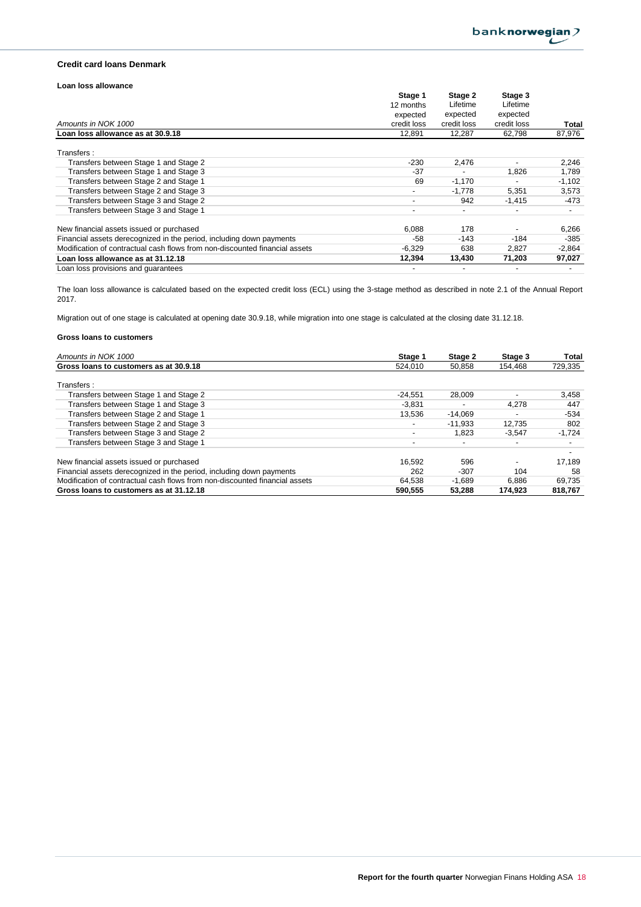## Credit card loans Denmark

### Loan loss allowance

| *Amounts in NOK 1000* | Stage 1 12 months expected credit loss | Stage 2 Lifetime expected credit loss | Stage 3 Lifetime expected credit loss | Total |
|---|---|---|---|---|
| **Loan loss allowance as at 30.9.18** | 12,891 | 12,287 | 62,798 | 87,976 |
| Transfers : | | | | |
| Transfers between Stage 1 and Stage 2 | -230 | 2,476 | - | 2,246 |
| Transfers between Stage 1 and Stage 3 | -37 | - | 1,826 | 1,789 |
| Transfers between Stage 2 and Stage 1 | 69 | -1,170 | - | -1,102 |
| Transfers between Stage 2 and Stage 3 | - | -1,778 | 5,351 | 3,573 |
| Transfers between Stage 3 and Stage 2 | - | 942 | -1,415 | -473 |
| Transfers between Stage 3 and Stage 1 | - | - | - | - |
| New financial assets issued or purchased | 6,088 | 178 | - | 6,266 |
| Financial assets derecognized in the period, including down payments | -58 | -143 | -184 | -385 |
| Modification of contractual cash flows from non-discounted financial assets | -6,329 | 638 | 2,827 | -2,864 |
| **Loan loss allowance as at 31.12.18** | **12,394** | **13,430** | **71,203** | **97,027** |
| Loan loss provisions and guarantees | - | - | - | - |

The loan loss allowance is calculated based on the expected credit loss (ECL) using the 3-stage method as described in note 2.1 of the Annual Report 2017.

Migration out of one stage is calculated at opening date 30.9.18, while migration into one stage is calculated at the closing date 31.12.18.

### Gross loans to customers

| *Amounts in NOK 1000* | Stage 1 | Stage 2 | Stage 3 | Total |
|---|---|---|---|---|
| **Gross loans to customers as at 30.9.18** | 524,010 | 50,858 | 154,468 | 729,335 |
| Transfers : | | | | |
| Transfers between Stage 1 and Stage 2 | -24,551 | 28,009 | - | 3,458 |
| Transfers between Stage 1 and Stage 3 | -3,831 | - | 4,278 | 447 |
| Transfers between Stage 2 and Stage 1 | 13,536 | -14,069 | - | -534 |
| Transfers between Stage 2 and Stage 3 | - | -11,933 | 12,735 | 802 |
| Transfers between Stage 3 and Stage 2 | - | 1,823 | -3,547 | -1,724 |
| Transfers between Stage 3 and Stage 1 | - | - | - | - |
| | | | | - |
| New financial assets issued or purchased | 16,592 | 596 | - | 17,189 |
| Financial assets derecognized in the period, including down payments | 262 | -307 | 104 | 58 |
| Modification of contractual cash flows from non-discounted financial assets | 64,538 | -1,689 | 6,886 | 69,735 |
| **Gross loans to customers as at 31.12.18** | **590,555** | **53,288** | **174,923** | **818,767** |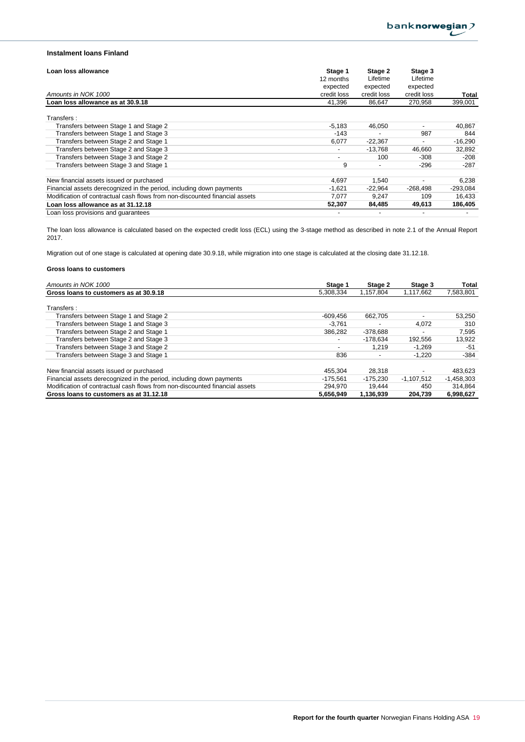### Instalment loans Finland

| Loan loss allowance<br>*Amounts in NOK 1000* | Stage 1<br>12 months expected credit loss | Stage 2<br>Lifetime expected credit loss | Stage 3<br>Lifetime expected credit loss | Total |
|---|---|---|---|---|
| **Loan loss allowance as at 30.9.18** | 41,396 | 86,647 | 270,958 | 399,001 |
| Transfers : | | | | |
| Transfers between Stage 1 and Stage 2 | -5,183 | 46,050 | - | 40,867 |
| Transfers between Stage 1 and Stage 3 | -143 | - | 987 | 844 |
| Transfers between Stage 2 and Stage 1 | 6,077 | -22,367 | - | -16,290 |
| Transfers between Stage 2 and Stage 3 | - | -13,768 | 46,660 | 32,892 |
| Transfers between Stage 3 and Stage 2 | - | 100 | -308 | -208 |
| Transfers between Stage 3 and Stage 1 | 9 | - | -296 | -287 |
| New financial assets issued or purchased | 4,697 | 1,540 | - | 6,238 |
| Financial assets derecognized in the period, including down payments | -1,621 | -22,964 | -268,498 | -293,084 |
| Modification of contractual cash flows from non-discounted financial assets | 7,077 | 9,247 | 109 | 16,433 |
| **Loan loss allowance as at 31.12.18** | **52,307** | **84,485** | **49,613** | **186,405** |
| Loan loss provisions and guarantees | - | - | - | - |

The loan loss allowance is calculated based on the expected credit loss (ECL) using the 3-stage method as described in note 2.1 of the Annual Report 2017.

Migration out of one stage is calculated at opening date 30.9.18, while migration into one stage is calculated at the closing date 31.12.18.

#### Gross loans to customers

| *Amounts in NOK 1000* | Stage 1 | Stage 2 | Stage 3 | Total |
|---|---|---|---|---|
| **Gross loans to customers as at 30.9.18** | 5,308,334 | 1,157,804 | 1,117,662 | 7,583,801 |
| Transfers : | | | | |
| Transfers between Stage 1 and Stage 2 | -609,456 | 662,705 | - | 53,250 |
| Transfers between Stage 1 and Stage 3 | -3,761 | - | 4,072 | 310 |
| Transfers between Stage 2 and Stage 1 | 386,282 | -378,688 | - | 7,595 |
| Transfers between Stage 2 and Stage 3 | - | -178,634 | 192,556 | 13,922 |
| Transfers between Stage 3 and Stage 2 | - | 1,219 | -1,269 | -51 |
| Transfers between Stage 3 and Stage 1 | 836 | - | -1,220 | -384 |
| New financial assets issued or purchased | 455,304 | 28,318 | - | 483,623 |
| Financial assets derecognized in the period, including down payments | -175,561 | -175,230 | -1,107,512 | -1,458,303 |
| Modification of contractual cash flows from non-discounted financial assets | 294,970 | 19,444 | 450 | 314,864 |
| **Gross loans to customers as at 31.12.18** | **5,656,949** | **1,136,939** | **204,739** | **6,998,627** |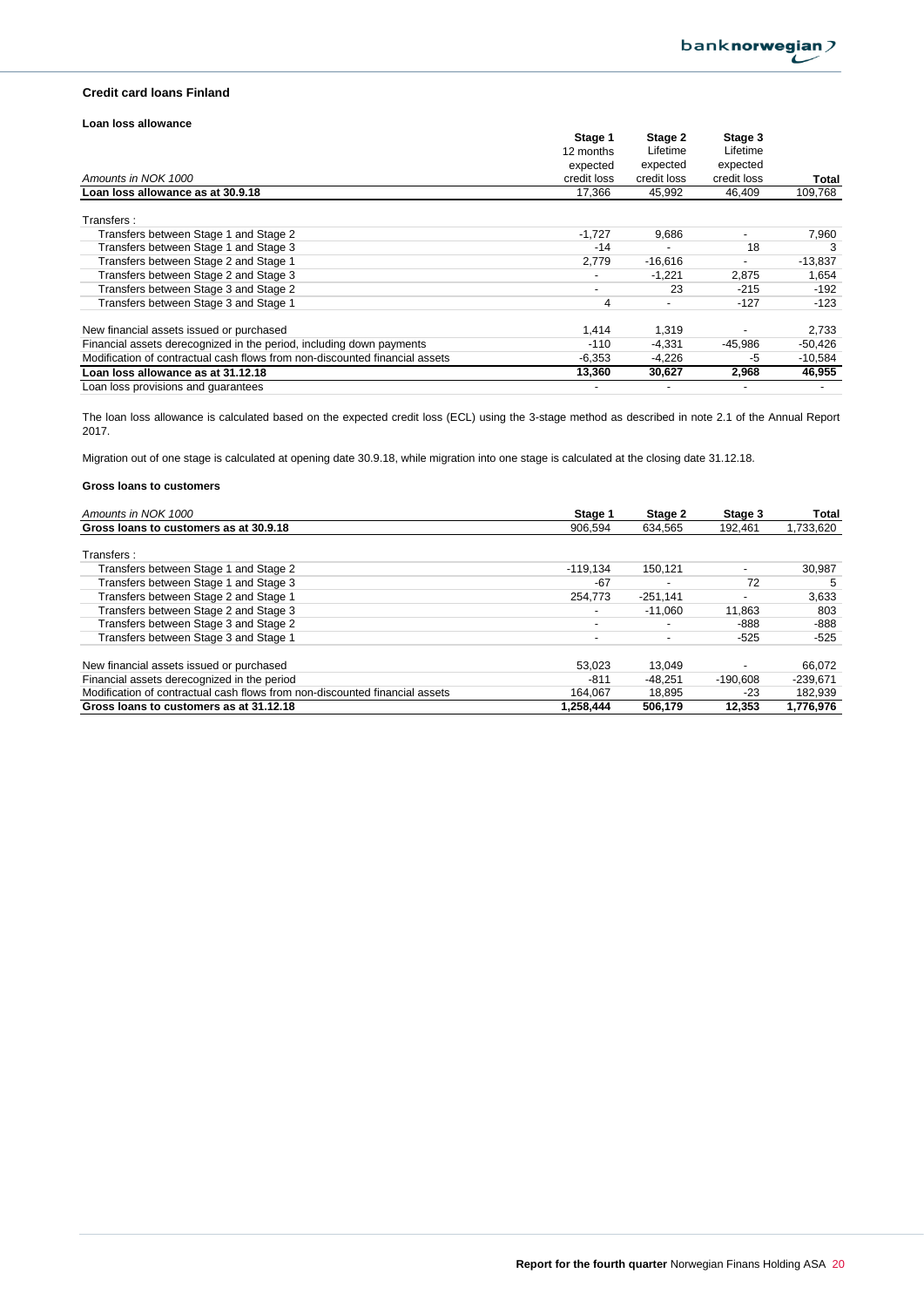### Credit card loans Finland

#### Loan loss allowance

| *Amounts in NOK 1000* | Stage 1 12 months expected credit loss | Stage 2 Lifetime expected credit loss | Stage 3 Lifetime expected credit loss | Total |
|---|---|---|---|---|
| **Loan loss allowance as at 30.9.18** | 17,366 | 45,992 | 46,409 | 109,768 |
| | | | | |
| Transfers : | | | | |
| Transfers between Stage 1 and Stage 2 | -1,727 | 9,686 | - | 7,960 |
| Transfers between Stage 1 and Stage 3 | -14 | - | 18 | 3 |
| Transfers between Stage 2 and Stage 1 | 2,779 | -16,616 | - | -13,837 |
| Transfers between Stage 2 and Stage 3 | - | -1,221 | 2,875 | 1,654 |
| Transfers between Stage 3 and Stage 2 | - | 23 | -215 | -192 |
| Transfers between Stage 3 and Stage 1 | 4 | - | -127 | -123 |
| | | | | |
| New financial assets issued or purchased | 1,414 | 1,319 | - | 2,733 |
| Financial assets derecognized in the period, including down payments | -110 | -4,331 | -45,986 | -50,426 |
| Modification of contractual cash flows from non-discounted financial assets | -6,353 | -4,226 | -5 | -10,584 |
| **Loan loss allowance as at 31.12.18** | **13,360** | **30,627** | **2,968** | **46,955** |
| Loan loss provisions and guarantees | - | - | - | - |

The loan loss allowance is calculated based on the expected credit loss (ECL) using the 3-stage method as described in note 2.1 of the Annual Report 2017.

Migration out of one stage is calculated at opening date 30.9.18, while migration into one stage is calculated at the closing date 31.12.18.

#### Gross loans to customers

| *Amounts in NOK 1000* | Stage 1 | Stage 2 | Stage 3 | Total |
|---|---|---|---|---|
| **Gross loans to customers as at 30.9.18** | 906,594 | 634,565 | 192,461 | 1,733,620 |
| | | | | |
| Transfers : | | | | |
| Transfers between Stage 1 and Stage 2 | -119,134 | 150,121 | - | 30,987 |
| Transfers between Stage 1 and Stage 3 | -67 | - | 72 | 5 |
| Transfers between Stage 2 and Stage 1 | 254,773 | -251,141 | - | 3,633 |
| Transfers between Stage 2 and Stage 3 | - | -11,060 | 11,863 | 803 |
| Transfers between Stage 3 and Stage 2 | - | - | -888 | -888 |
| Transfers between Stage 3 and Stage 1 | - | - | -525 | -525 |
| | | | | |
| New financial assets issued or purchased | 53,023 | 13,049 | - | 66,072 |
| Financial assets derecognized in the period | -811 | -48,251 | -190,608 | -239,671 |
| Modification of contractual cash flows from non-discounted financial assets | 164,067 | 18,895 | -23 | 182,939 |
| **Gross loans to customers as at 31.12.18** | **1,258,444** | **506,179** | **12,353** | **1,776,976** |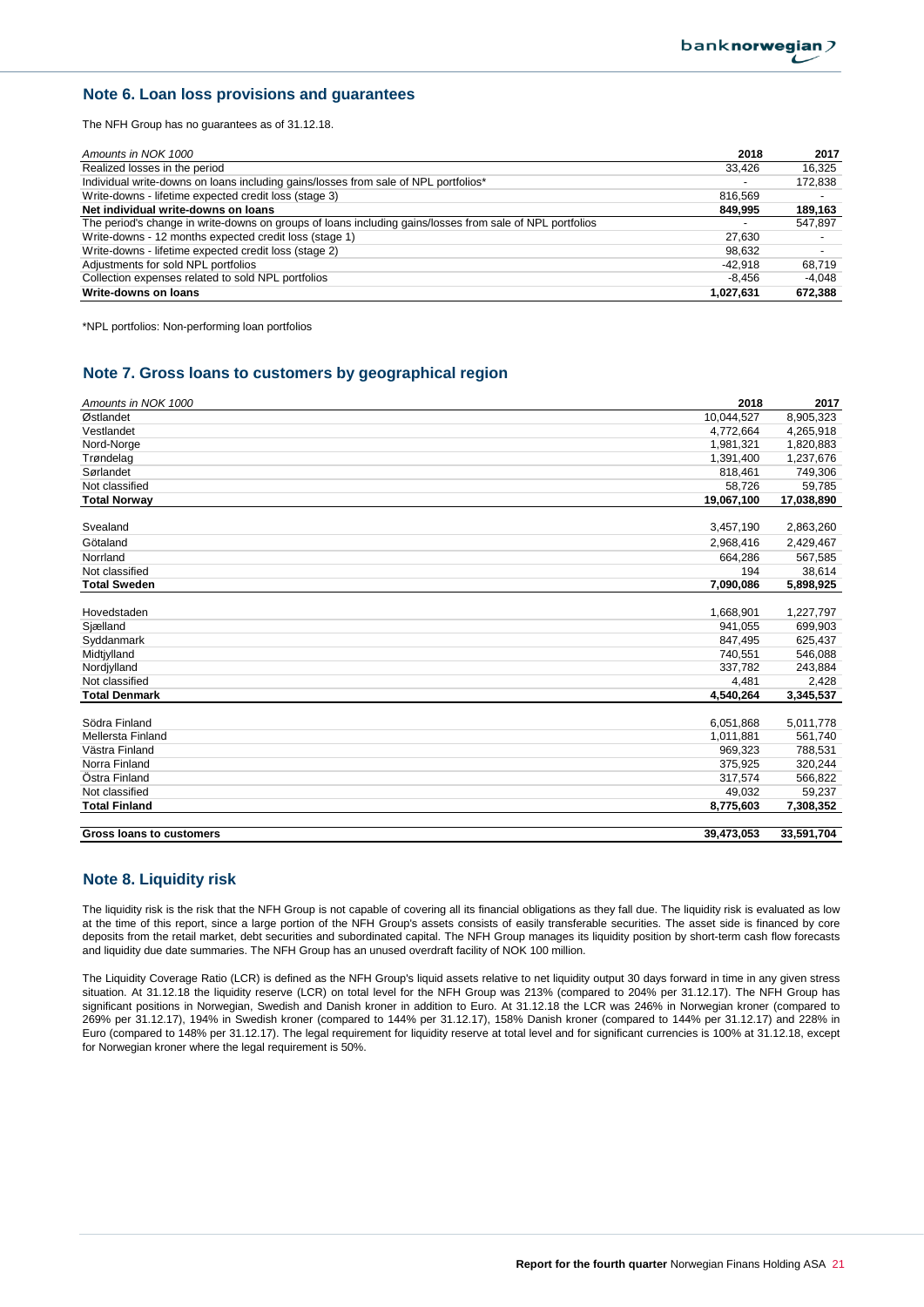## Note 6. Loan loss provisions and guarantees

The NFH Group has no guarantees as of 31.12.18.

| *Amounts in NOK 1000* | 2018 | 2017 |
|---|---|---|
| Realized losses in the period | 33,426 | 16,325 |
| Individual write-downs on loans including gains/losses from sale of NPL portfolios* | - | 172,838 |
| Write-downs - lifetime expected credit loss (stage 3) | 816,569 | - |
| **Net individual write-downs on loans** | **849,995** | **189,163** |
| The period's change in write-downs on groups of loans including gains/losses from sale of NPL portfolios | - | 547,897 |
| Write-downs - 12 months expected credit loss (stage 1) | 27,630 | - |
| Write-downs - lifetime expected credit loss (stage 2) | 98,632 | - |
| Adjustments for sold NPL portfolios | -42,918 | 68,719 |
| Collection expenses related to sold NPL portfolios | -8,456 | -4,048 |
| **Write-downs on loans** | **1,027,631** | **672,388** |

*NPL portfolios: Non-performing loan portfolios

## Note 7. Gross loans to customers by geographical region

| *Amounts in NOK 1000* | 2018 | 2017 |
|---|---|---|
| Østlandet | 10,044,527 | 8,905,323 |
| Vestlandet | 4,772,664 | 4,265,918 |
| Nord-Norge | 1,981,321 | 1,820,883 |
| Trøndelag | 1,391,400 | 1,237,676 |
| Sørlandet | 818,461 | 749,306 |
| Not classified | 58,726 | 59,785 |
| **Total Norway** | **19,067,100** | **17,038,890** |
| | | |
| Svealand | 3,457,190 | 2,863,260 |
| Götaland | 2,968,416 | 2,429,467 |
| Norrland | 664,286 | 567,585 |
| Not classified | 194 | 38,614 |
| **Total Sweden** | **7,090,086** | **5,898,925** |
| | | |
| Hovedstaden | 1,668,901 | 1,227,797 |
| Sjælland | 941,055 | 699,903 |
| Syddanmark | 847,495 | 625,437 |
| Midtjylland | 740,551 | 546,088 |
| Nordjylland | 337,782 | 243,884 |
| Not classified | 4,481 | 2,428 |
| **Total Denmark** | **4,540,264** | **3,345,537** |
| | | |
| Södra Finland | 6,051,868 | 5,011,778 |
| Mellersta Finland | 1,011,881 | 561,740 |
| Västra Finland | 969,323 | 788,531 |
| Norra Finland | 375,925 | 320,244 |
| Östra Finland | 317,574 | 566,822 |
| Not classified | 49,032 | 59,237 |
| **Total Finland** | **8,775,603** | **7,308,352** |
| | | |
| **Gross loans to customers** | **39,473,053** | **33,591,704** |

## Note 8. Liquidity risk

The liquidity risk is the risk that the NFH Group is not capable of covering all its financial obligations as they fall due. The liquidity risk is evaluated as low at the time of this report, since a large portion of the NFH Group's assets consists of easily transferable securities. The asset side is financed by core deposits from the retail market, debt securities and subordinated capital. The NFH Group manages its liquidity position by short-term cash flow forecasts and liquidity due date summaries. The NFH Group has an unused overdraft facility of NOK 100 million.

The Liquidity Coverage Ratio (LCR) is defined as the NFH Group's liquid assets relative to net liquidity output 30 days forward in time in any given stress situation. At 31.12.18 the liquidity reserve (LCR) on total level for the NFH Group was 213% (compared to 204% per 31.12.17). The NFH Group has significant positions in Norwegian, Swedish and Danish kroner in addition to Euro. At 31.12.18 the LCR was 246% in Norwegian kroner (compared to 269% per 31.12.17), 194% in Swedish kroner (compared to 144% per 31.12.17), 158% Danish kroner (compared to 144% per 31.12.17) and 228% in Euro (compared to 148% per 31.12.17). The legal requirement for liquidity reserve at total level and for significant currencies is 100% at 31.12.18, except for Norwegian kroner where the legal requirement is 50%.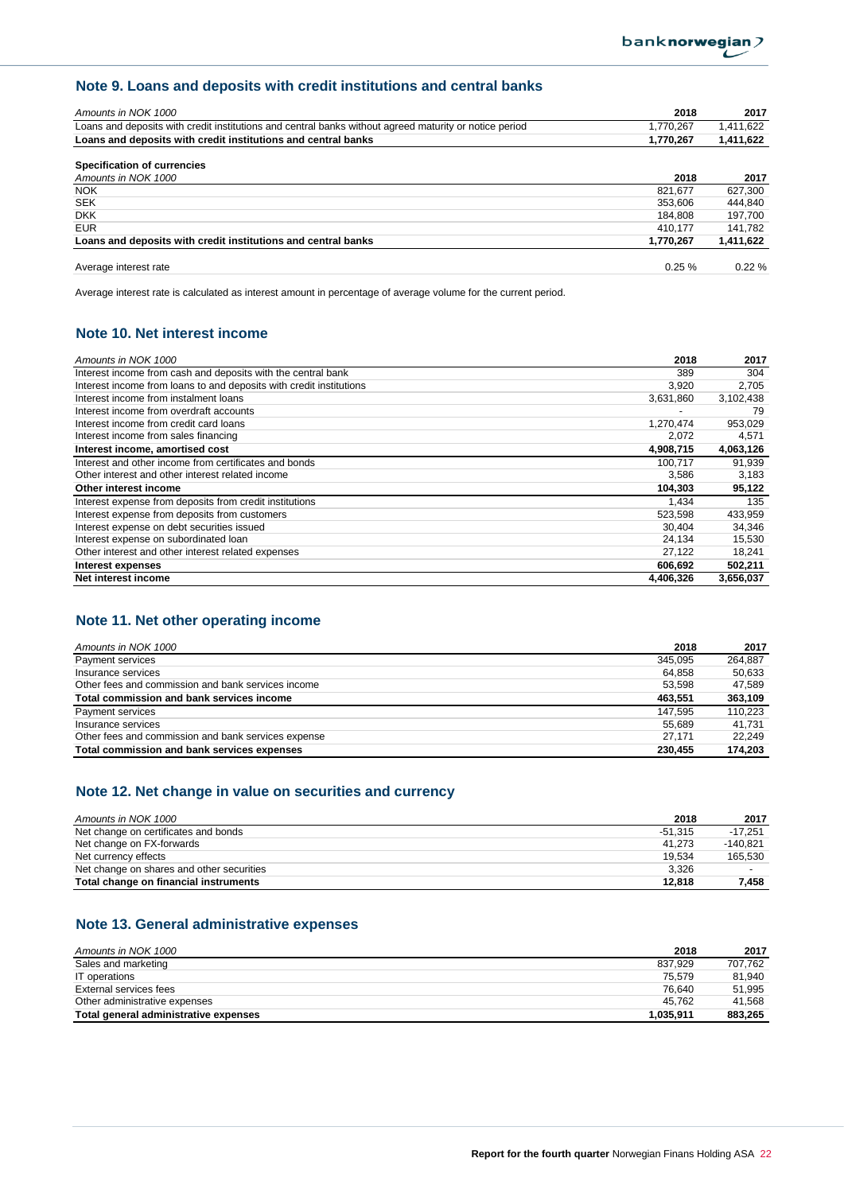## Note 9. Loans and deposits with credit institutions and central banks

| *Amounts in NOK 1000* | 2018 | 2017 |
|---|---|---|
| Loans and deposits with credit institutions and central banks without agreed maturity or notice period | 1,770,267 | 1,411,622 |
| **Loans and deposits with credit institutions and central banks** | **1,770,267** | **1,411,622** |

**Specification of currencies**

| *Amounts in NOK 1000* | 2018 | 2017 |
|---|---|---|
| NOK | 821,677 | 627,300 |
| SEK | 353,606 | 444,840 |
| DKK | 184,808 | 197,700 |
| EUR | 410,177 | 141,782 |
| **Loans and deposits with credit institutions and central banks** | **1,770,267** | **1,411,622** |
| | | |
| Average interest rate | 0.25 % | 0.22 % |

Average interest rate is calculated as interest amount in percentage of average volume for the current period.

## Note 10. Net interest income

| *Amounts in NOK 1000* | 2018 | 2017 |
|---|---|---|
| Interest income from cash and deposits with the central bank | 389 | 304 |
| Interest income from loans to and deposits with credit institutions | 3,920 | 2,705 |
| Interest income from instalment loans | 3,631,860 | 3,102,438 |
| Interest income from overdraft accounts | - | 79 |
| Interest income from credit card loans | 1,270,474 | 953,029 |
| Interest income from sales financing | 2,072 | 4,571 |
| **Interest income, amortised cost** | **4,908,715** | **4,063,126** |
| Interest and other income from certificates and bonds | 100,717 | 91,939 |
| Other interest and other interest related income | 3,586 | 3,183 |
| **Other interest income** | **104,303** | **95,122** |
| Interest expense from deposits from credit institutions | 1,434 | 135 |
| Interest expense from deposits from customers | 523,598 | 433,959 |
| Interest expense on debt securities issued | 30,404 | 34,346 |
| Interest expense on subordinated loan | 24,134 | 15,530 |
| Other interest and other interest related expenses | 27,122 | 18,241 |
| **Interest expenses** | **606,692** | **502,211** |
| **Net interest income** | **4,406,326** | **3,656,037** |

## Note 11. Net other operating income

| *Amounts in NOK 1000* | 2018 | 2017 |
|---|---|---|
| Payment services | 345,095 | 264,887 |
| Insurance services | 64,858 | 50,633 |
| Other fees and commission and bank services income | 53,598 | 47,589 |
| **Total commission and bank services income** | **463,551** | **363,109** |
| Payment services | 147,595 | 110,223 |
| Insurance services | 55,689 | 41,731 |
| Other fees and commission and bank services expense | 27,171 | 22,249 |
| **Total commission and bank services expenses** | **230,455** | **174,203** |

## Note 12. Net change in value on securities and currency

| *Amounts in NOK 1000* | 2018 | 2017 |
|---|---|---|
| Net change on certificates and bonds | -51,315 | -17,251 |
| Net change on FX-forwards | 41,273 | -140,821 |
| Net currency effects | 19,534 | 165,530 |
| Net change on shares and other securities | 3,326 | - |
| **Total change on financial instruments** | **12,818** | **7,458** |

## Note 13. General administrative expenses

| *Amounts in NOK 1000* | 2018 | 2017 |
|---|---|---|
| Sales and marketing | 837,929 | 707,762 |
| IT operations | 75,579 | 81,940 |
| External services fees | 76,640 | 51,995 |
| Other administrative expenses | 45,762 | 41,568 |
| **Total general administrative expenses** | **1,035,911** | **883,265** |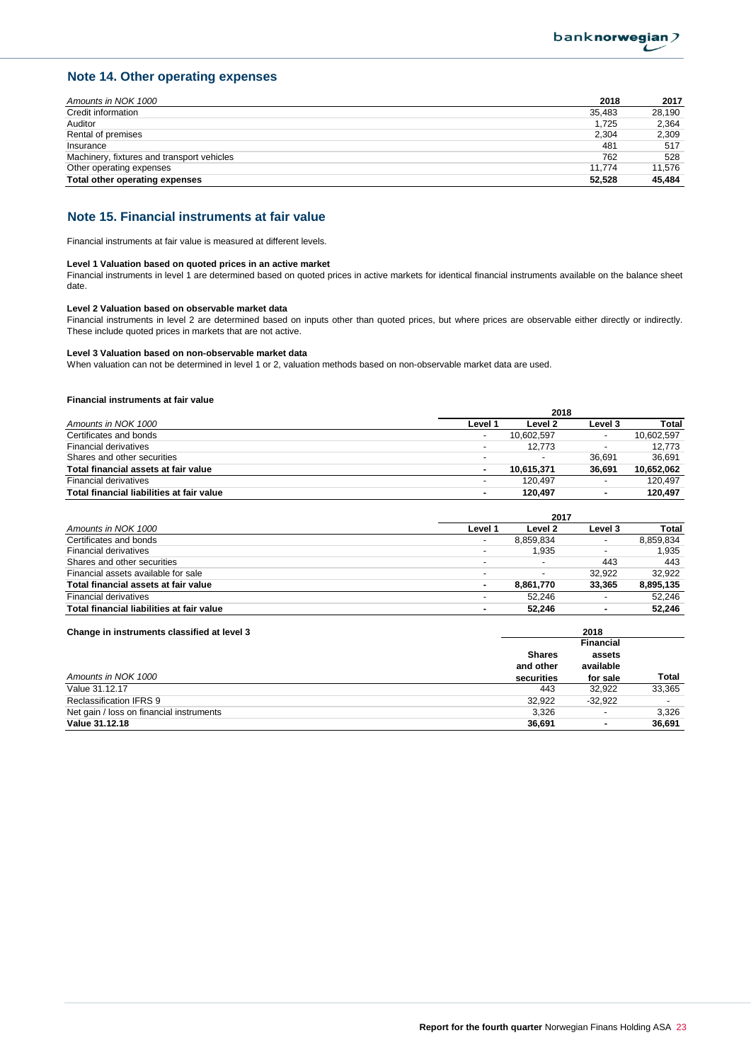## Note 14. Other operating expenses

| *Amounts in NOK 1000* | 2018 | 2017 |
|---|---|---|
| Credit information | 35,483 | 28,190 |
| Auditor | 1,725 | 2,364 |
| Rental of premises | 2,304 | 2,309 |
| Insurance | 481 | 517 |
| Machinery, fixtures and transport vehicles | 762 | 528 |
| Other operating expenses | 11,774 | 11,576 |
| **Total other operating expenses** | **52,528** | **45,484** |

## Note 15. Financial instruments at fair value

Financial instruments at fair value is measured at different levels.

**Level 1 Valuation based on quoted prices in an active market**
Financial instruments in level 1 are determined based on quoted prices in active markets for identical financial instruments available on the balance sheet date.

**Level 2 Valuation based on observable market data**
Financial instruments in level 2 are determined based on inputs other than quoted prices, but where prices are observable either directly or indirectly. These include quoted prices in markets that are not active.

**Level 3 Valuation based on non-observable market data**
When valuation can not be determined in level 1 or 2, valuation methods based on non-observable market data are used.

**Financial instruments at fair value**

| | 2018 | | | |
|---|---|---|---|---|
| *Amounts in NOK 1000* | Level 1 | Level 2 | Level 3 | Total |
| Certificates and bonds | - | 10,602,597 | - | 10,602,597 |
| Financial derivatives | - | 12,773 | - | 12,773 |
| Shares and other securities | - | - | 36,691 | 36,691 |
| **Total financial assets at fair value** | **-** | **10,615,371** | **36,691** | **10,652,062** |
| Financial derivatives | - | 120,497 | - | 120,497 |
| **Total financial liabilities at fair value** | **-** | **120,497** | **-** | **120,497** |

| | 2017 | | | |
|---|---|---|---|---|
| *Amounts in NOK 1000* | Level 1 | Level 2 | Level 3 | Total |
| Certificates and bonds | - | 8,859,834 | - | 8,859,834 |
| Financial derivatives | - | 1,935 | - | 1,935 |
| Shares and other securities | - | - | 443 | 443 |
| Financial assets available for sale | - | - | 32,922 | 32,922 |
| **Total financial assets at fair value** | **-** | **8,861,770** | **33,365** | **8,895,135** |
| Financial derivatives | - | 52,246 | - | 52,246 |
| **Total financial liabilities at fair value** | **-** | **52,246** | **-** | **52,246** |

| **Change in instruments classified at level 3** | 2018 | | |
|---|---|---|---|
| *Amounts in NOK 1000* | Shares and other securities | Financial assets available for sale | Total |
| Value 31.12.17 | 443 | 32,922 | 33,365 |
| Reclassification IFRS 9 | 32,922 | -32,922 | - |
| Net gain / loss on financial instruments | 3,326 | - | 3,326 |
| **Value 31.12.18** | **36,691** | **-** | **36,691** |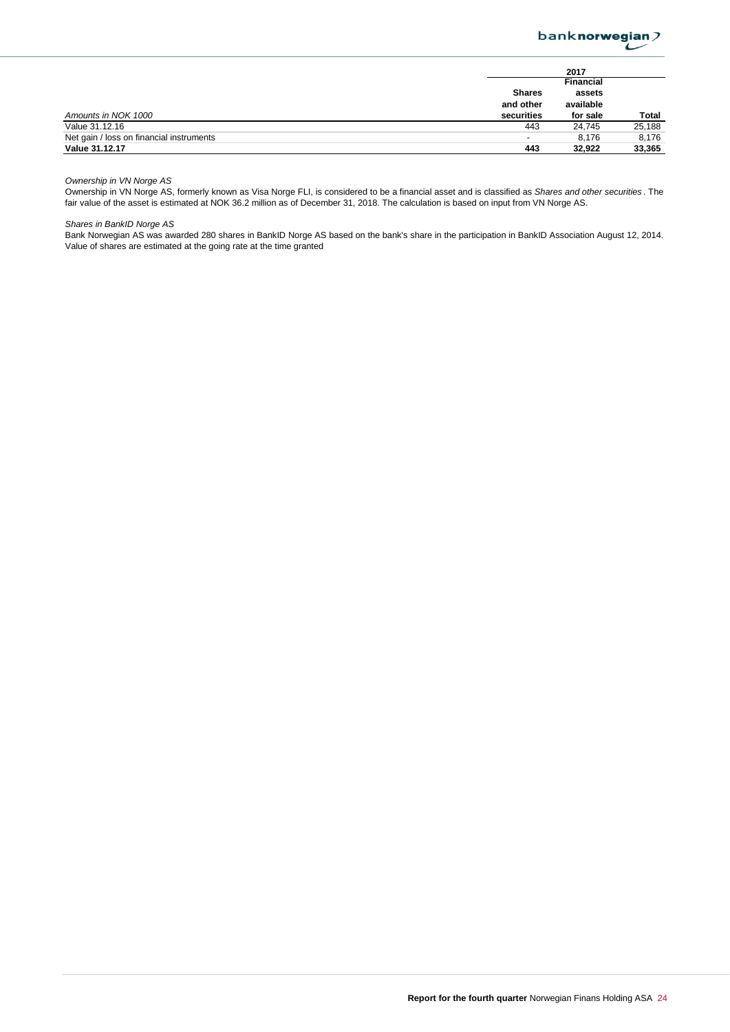| Amounts in NOK 1000 | 2017 | | |
|---|---|---|---|
| | **Shares and other securities** | **Financial assets available for sale** | **Total** |
| Value 31.12.16 | 443 | 24,745 | 25,188 |
| Net gain / loss on financial instruments | - | 8,176 | 8,176 |
| **Value 31.12.17** | **443** | **32,922** | **33,365** |

*Ownership in VN Norge AS*
Ownership in VN Norge AS, formerly known as Visa Norge FLI, is considered to be a financial asset and is classified as *Shares and other securities*. The fair value of the asset is estimated at NOK 36.2 million as of December 31, 2018. The calculation is based on input from VN Norge AS.

*Shares in BankID Norge AS*
Bank Norwegian AS was awarded 280 shares in BankID Norge AS based on the bank's share in the participation in BankID Association August 12, 2014. Value of shares are estimated at the going rate at the time granted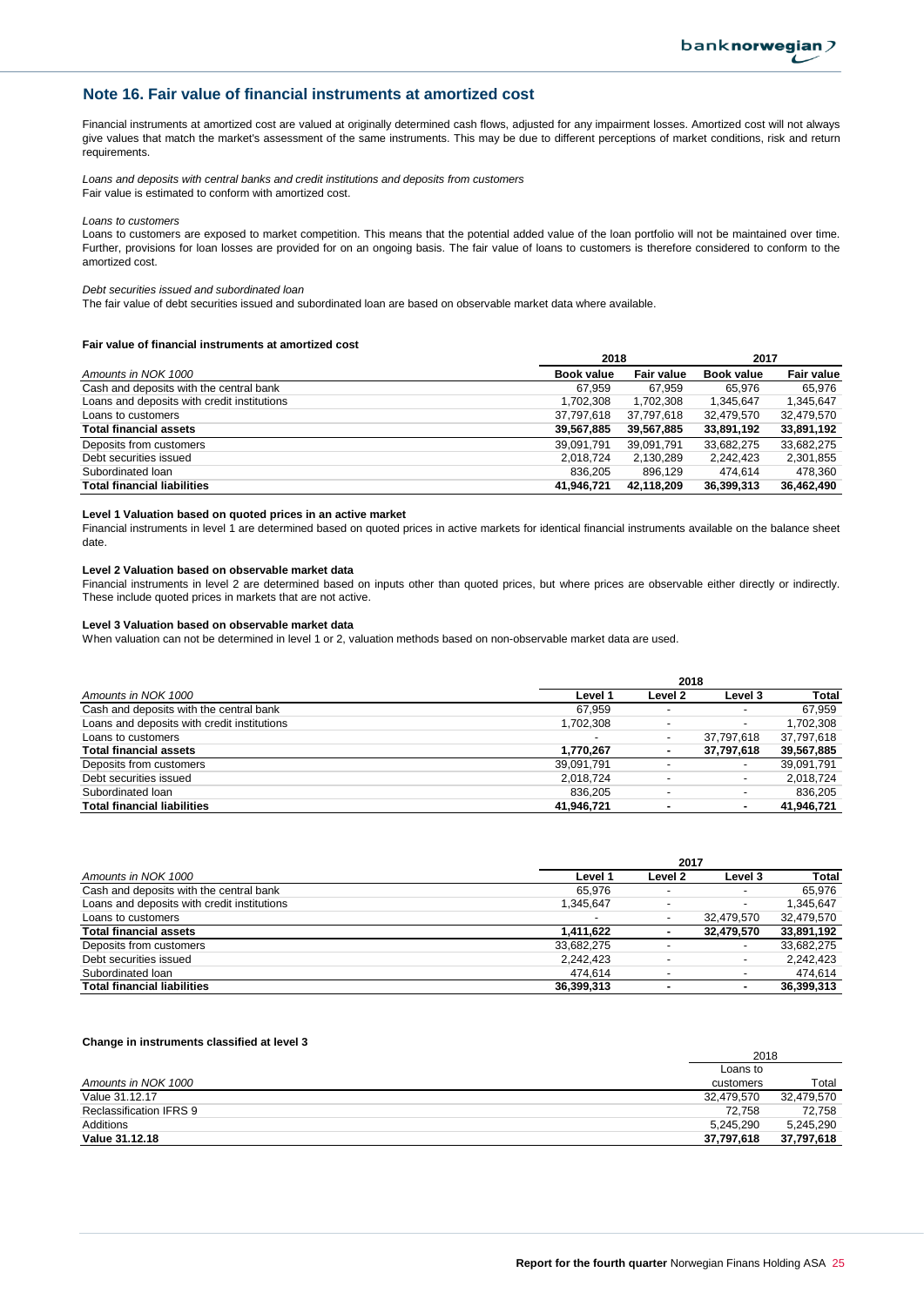## Note 16. Fair value of financial instruments at amortized cost

Financial instruments at amortized cost are valued at originally determined cash flows, adjusted for any impairment losses. Amortized cost will not always give values that match the market's assessment of the same instruments. This may be due to different perceptions of market conditions, risk and return requirements.

*Loans and deposits with central banks and credit institutions and deposits from customers*
Fair value is estimated to conform with amortized cost.

*Loans to customers*
Loans to customers are exposed to market competition. This means that the potential added value of the loan portfolio will not be maintained over time. Further, provisions for loan losses are provided for on an ongoing basis. The fair value of loans to customers is therefore considered to conform to the amortized cost.

*Debt securities issued and subordinated loan*
The fair value of debt securities issued and subordinated loan are based on observable market data where available.

**Fair value of financial instruments at amortized cost**

| | 2018 | | 2017 | |
|---|---|---|---|---|
| *Amounts in NOK 1000* | **Book value** | **Fair value** | **Book value** | **Fair value** |
| Cash and deposits with the central bank | 67,959 | 67,959 | 65,976 | 65,976 |
| Loans and deposits with credit institutions | 1,702,308 | 1,702,308 | 1,345,647 | 1,345,647 |
| Loans to customers | 37,797,618 | 37,797,618 | 32,479,570 | 32,479,570 |
| **Total financial assets** | **39,567,885** | **39,567,885** | **33,891,192** | **33,891,192** |
| Deposits from customers | 39,091,791 | 39,091,791 | 33,682,275 | 33,682,275 |
| Debt securities issued | 2,018,724 | 2,130,289 | 2,242,423 | 2,301,855 |
| Subordinated loan | 836,205 | 896,129 | 474,614 | 478,360 |
| **Total financial liabilities** | **41,946,721** | **42,118,209** | **36,399,313** | **36,462,490** |

**Level 1 Valuation based on quoted prices in an active market**
Financial instruments in level 1 are determined based on quoted prices in active markets for identical financial instruments available on the balance sheet date.

**Level 2 Valuation based on observable market data**
Financial instruments in level 2 are determined based on inputs other than quoted prices, but where prices are observable either directly or indirectly. These include quoted prices in markets that are not active.

**Level 3 Valuation based on observable market data**
When valuation can not be determined in level 1 or 2, valuation methods based on non-observable market data are used.

| | 2018 | | | |
|---|---|---|---|---|
| *Amounts in NOK 1000* | **Level 1** | **Level 2** | **Level 3** | **Total** |
| Cash and deposits with the central bank | 67,959 | - | - | 67,959 |
| Loans and deposits with credit institutions | 1,702,308 | - | - | 1,702,308 |
| Loans to customers | - | - | 37,797,618 | 37,797,618 |
| **Total financial assets** | **1,770,267** | **-** | **37,797,618** | **39,567,885** |
| Deposits from customers | 39,091,791 | - | - | 39,091,791 |
| Debt securities issued | 2,018,724 | - | - | 2,018,724 |
| Subordinated loan | 836,205 | - | - | 836,205 |
| **Total financial liabilities** | **41,946,721** | **-** | **-** | **41,946,721** |

| | 2017 | | | |
|---|---|---|---|---|
| *Amounts in NOK 1000* | **Level 1** | **Level 2** | **Level 3** | **Total** |
| Cash and deposits with the central bank | 65,976 | - | - | 65,976 |
| Loans and deposits with credit institutions | 1,345,647 | - | - | 1,345,647 |
| Loans to customers | - | - | 32,479,570 | 32,479,570 |
| **Total financial assets** | **1,411,622** | **-** | **32,479,570** | **33,891,192** |
| Deposits from customers | 33,682,275 | - | - | 33,682,275 |
| Debt securities issued | 2,242,423 | - | - | 2,242,423 |
| Subordinated loan | 474,614 | - | - | 474,614 |
| **Total financial liabilities** | **36,399,313** | **-** | **-** | **36,399,313** |

**Change in instruments classified at level 3**

| | 2018 | |
|---|---|---|
| *Amounts in NOK 1000* | Loans to customers | Total |
| Value 31.12.17 | 32,479,570 | 32,479,570 |
| Reclassification IFRS 9 | 72,758 | 72,758 |
| Additions | 5,245,290 | 5,245,290 |
| **Value 31.12.18** | **37,797,618** | **37,797,618** |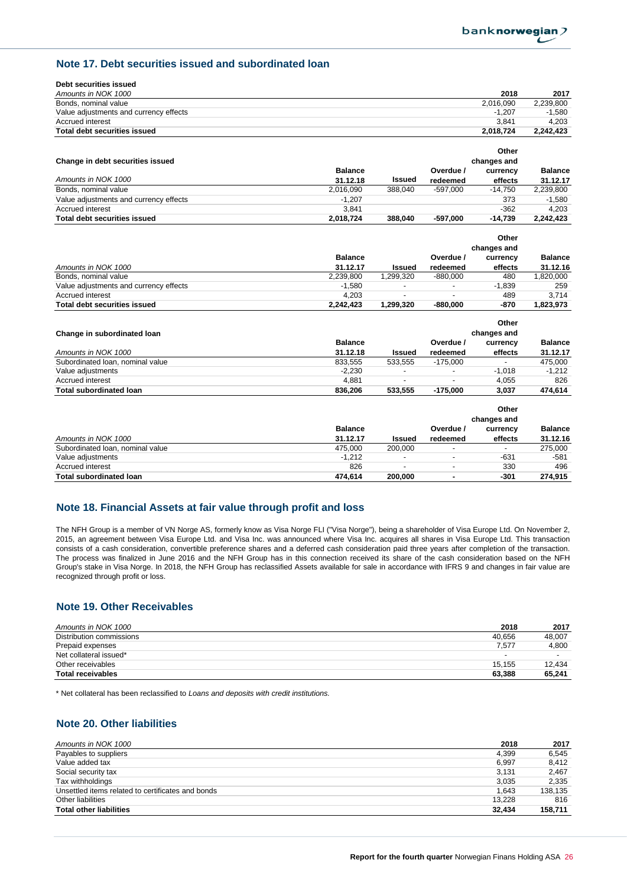## Note 17. Debt securities issued and subordinated loan

**Debt securities issued**

| *Amounts in NOK 1000* | 2018 | 2017 |
|---|---|---|
| Bonds, nominal value | 2,016,090 | 2,239,800 |
| Value adjustments and currency effects | -1,207 | -1,580 |
| Accrued interest | 3,841 | 4,203 |
| **Total debt securities issued** | **2,018,724** | **2,242,423** |

**Change in debt securities issued**

| *Amounts in NOK 1000* | Balance 31.12.18 | Issued | Overdue / redeemed | Other changes and currency effects | Balance 31.12.17 |
|---|---|---|---|---|---|
| Bonds, nominal value | 2,016,090 | 388,040 | -597,000 | -14,750 | 2,239,800 |
| Value adjustments and currency effects | -1,207 | | | 373 | -1,580 |
| Accrued interest | 3,841 | | | -362 | 4,203 |
| **Total debt securities issued** | **2,018,724** | **388,040** | **-597,000** | **-14,739** | **2,242,423** |

| *Amounts in NOK 1000* | Balance 31.12.17 | Issued | Overdue / redeemed | Other changes and currency effects | Balance 31.12.16 |
|---|---|---|---|---|---|
| Bonds, nominal value | 2,239,800 | 1,299,320 | -880,000 | 480 | 1,820,000 |
| Value adjustments and currency effects | -1,580 | - | - | -1,839 | 259 |
| Accrued interest | 4,203 | - | - | 489 | 3,714 |
| **Total debt securities issued** | **2,242,423** | **1,299,320** | **-880,000** | **-870** | **1,823,973** |

**Change in subordinated loan**

| *Amounts in NOK 1000* | Balance 31.12.18 | Issued | Overdue / redeemed | Other changes and currency effects | Balance 31.12.17 |
|---|---|---|---|---|---|
| Subordinated loan, nominal value | 833,555 | 533,555 | -175,000 | - | 475,000 |
| Value adjustments | -2,230 | - | - | -1,018 | -1,212 |
| Accrued interest | 4,881 | - | - | 4,055 | 826 |
| **Total subordinated loan** | **836,206** | **533,555** | **-175,000** | **3,037** | **474,614** |

| *Amounts in NOK 1000* | Balance 31.12.17 | Issued | Overdue / redeemed | Other changes and currency effects | Balance 31.12.16 |
|---|---|---|---|---|---|
| Subordinated loan, nominal value | 475,000 | 200,000 | - | - | 275,000 |
| Value adjustments | -1,212 | - | - | -631 | -581 |
| Accrued interest | 826 | - | - | 330 | 496 |
| **Total subordinated loan** | **474,614** | **200,000** | **-** | **-301** | **274,915** |

## Note 18. Financial Assets at fair value through profit and loss

The NFH Group is a member of VN Norge AS, formerly know as Visa Norge FLI ("Visa Norge"), being a shareholder of Visa Europe Ltd. On November 2, 2015, an agreement between Visa Europe Ltd. and Visa Inc. was announced where Visa Inc. acquires all shares in Visa Europe Ltd. This transaction consists of a cash consideration, convertible preference shares and a deferred cash consideration paid three years after completion of the transaction. The process was finalized in June 2016 and the NFH Group has in this connection received its share of the cash consideration based on the NFH Group's stake in Visa Norge. In 2018, the NFH Group has reclassified Assets available for sale in accordance with IFRS 9 and changes in fair value are recognized through profit or loss.

## Note 19. Other Receivables

| *Amounts in NOK 1000* | 2018 | 2017 |
|---|---|---|
| Distribution commissions | 40,656 | 48,007 |
| Prepaid expenses | 7,577 | 4,800 |
| Net collateral issued* | - | - |
| Other receivables | 15,155 | 12,434 |
| **Total receivables** | **63,388** | **65,241** |

\* Net collateral has been reclassified to *Loans and deposits with credit institutions.*

## Note 20. Other liabilities

| *Amounts in NOK 1000* | 2018 | 2017 |
|---|---|---|
| Payables to suppliers | 4,399 | 6,545 |
| Value added tax | 6,997 | 8,412 |
| Social security tax | 3,131 | 2,467 |
| Tax withholdings | 3,035 | 2,335 |
| Unsettled items related to certificates and bonds | 1,643 | 138,135 |
| Other liabilities | 13,228 | 816 |
| **Total other liabilities** | **32,434** | **158,711** |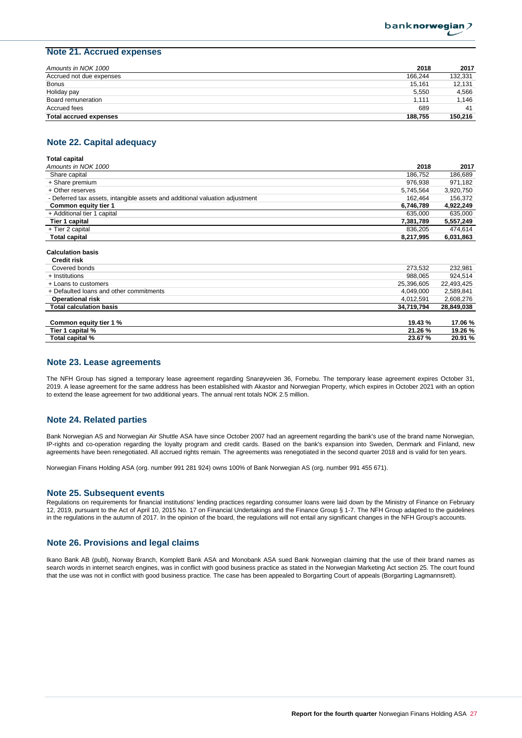## Note 21. Accrued expenses

| *Amounts in NOK 1000* | **2018** | **2017** |
|---|---|---|
| Accrued not due expenses | 166,244 | 132,331 |
| Bonus | 15,161 | 12,131 |
| Holiday pay | 5,550 | 4,566 |
| Board remuneration | 1,111 | 1,146 |
| Accrued fees | 689 | 41 |
| **Total accrued expenses** | **188,755** | **150,216** |

## Note 22. Capital adequacy

**Total capital**

| *Amounts in NOK 1000* | **2018** | **2017** |
|---|---|---|
| Share capital | 186,752 | 186,689 |
| + Share premium | 976,938 | 971,182 |
| + Other reserves | 5,745,564 | 3,920,750 |
| - Deferred tax assets, intangible assets and additional valuation adjustment | 162,464 | 156,372 |
| **Common equity tier 1** | **6,746,789** | **4,922,249** |
| + Additional tier 1 capital | 635,000 | 635,000 |
| **Tier 1 capital** | **7,381,789** | **5,557,249** |
| + Tier 2 capital | 836,205 | 474,614 |
| **Total capital** | **8,217,995** | **6,031,863** |

**Calculation basis**

| | | |
|---|---|---|
| **Credit risk** | | |
| Covered bonds | 273,532 | 232,981 |
| + Institutions | 988,065 | 924,514 |
| + Loans to customers | 25,396,605 | 22,493,425 |
| + Defaulted loans and other commitments | 4,049,000 | 2,589,841 |
| **Operational risk** | 4,012,591 | 2,608,276 |
| **Total calculation basis** | **34,719,794** | **28,849,038** |
| | | |
| **Common equity tier 1 %** | **19.43 %** | **17.06 %** |
| **Tier 1 capital %** | **21.26 %** | **19.26 %** |
| **Total capital %** | **23.67 %** | **20.91 %** |

## Note 23. Lease agreements

The NFH Group has signed a temporary lease agreement regarding Snarøyveien 36, Fornebu. The temporary lease agreement expires October 31, 2019. A lease agreement for the same address has been established with Akastor and Norwegian Property, which expires in October 2021 with an option to extend the lease agreement for two additional years. The annual rent totals NOK 2.5 million.

## Note 24. Related parties

Bank Norwegian AS and Norwegian Air Shuttle ASA have since October 2007 had an agreement regarding the bank's use of the brand name Norwegian, IP-rights and co-operation regarding the loyalty program and credit cards. Based on the bank's expansion into Sweden, Denmark and Finland, new agreements have been renegotiated. All accrued rights remain. The agreements was renegotiated in the second quarter 2018 and is valid for ten years.

Norwegian Finans Holding ASA (org. number 991 281 924) owns 100% of Bank Norwegian AS (org. number 991 455 671).

## Note 25. Subsequent events

Regulations on requirements for financial institutions' lending practices regarding consumer loans were laid down by the Ministry of Finance on February 12, 2019, pursuant to the Act of April 10, 2015 No. 17 on Financial Undertakings and the Finance Group § 1-7. The NFH Group adapted to the guidelines in the regulations in the autumn of 2017. In the opinion of the board, the regulations will not entail any significant changes in the NFH Group's accounts.

## Note 26. Provisions and legal claims

Ikano Bank AB (publ), Norway Branch, Komplett Bank ASA and Monobank ASA sued Bank Norwegian claiming that the use of their brand names as search words in internet search engines, was in conflict with good business practice as stated in the Norwegian Marketing Act section 25. The court found that the use was not in conflict with good business practice. The case has been appealed to Borgarting Court of appeals (Borgarting Lagmannsrett).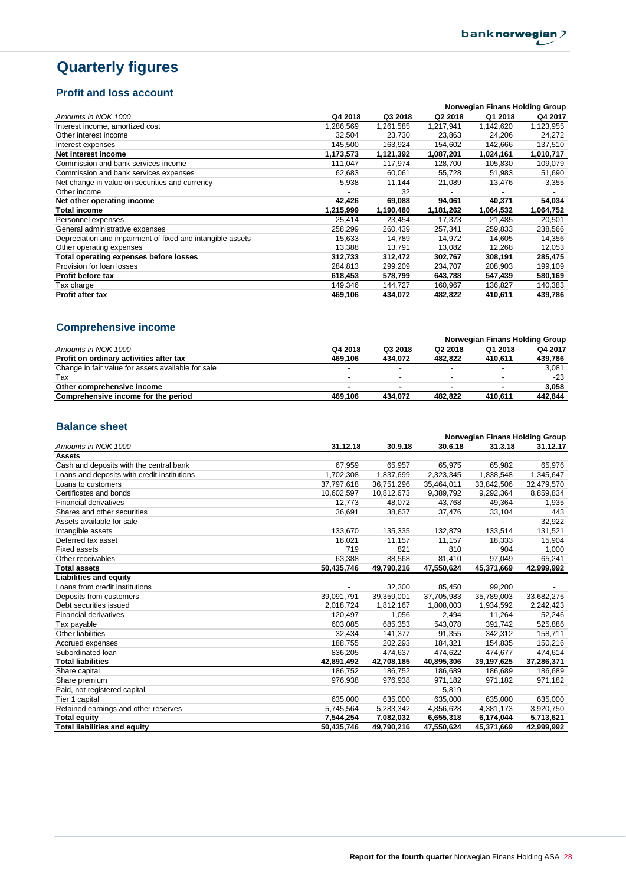# Quarterly figures

## Profit and loss account

| Amounts in NOK 1000 | Norwegian Finans Holding Group | | | | |
|---|---|---|---|---|---|
| | Q4 2018 | Q3 2018 | Q2 2018 | Q1 2018 | Q4 2017 |
| Interest income, amortized cost | 1,286,569 | 1,261,585 | 1,217,941 | 1,142,620 | 1,123,955 |
| Other interest income | 32,504 | 23,730 | 23,863 | 24,206 | 24,272 |
| Interest expenses | 145,500 | 163,924 | 154,602 | 142,666 | 137,510 |
| **Net interest income** | **1,173,573** | **1,121,392** | **1,087,201** | **1,024,161** | **1,010,717** |
| Commission and bank services income | 111,047 | 117,974 | 128,700 | 105,830 | 109,079 |
| Commission and bank services expenses | 62,683 | 60,061 | 55,728 | 51,983 | 51,690 |
| Net change in value on securities and currency | -5,938 | 11,144 | 21,089 | -13,476 | -3,355 |
| Other income | - | 32 | - | - | - |
| **Net other operating income** | **42,426** | **69,088** | **94,061** | **40,371** | **54,034** |
| **Total income** | **1,215,999** | **1,190,480** | **1,181,262** | **1,064,532** | **1,064,752** |
| Personnel expenses | 25,414 | 23,454 | 17,373 | 21,485 | 20,501 |
| General administrative expenses | 258,299 | 260,439 | 257,341 | 259,833 | 238,566 |
| Depreciation and impairment of fixed and intangible assets | 15,633 | 14,789 | 14,972 | 14,605 | 14,356 |
| Other operating expenses | 13,388 | 13,791 | 13,082 | 12,268 | 12,053 |
| **Total operating expenses before losses** | **312,733** | **312,472** | **302,767** | **308,191** | **285,475** |
| Provision for loan losses | 284,813 | 299,209 | 234,707 | 208,903 | 199,109 |
| **Profit before tax** | **618,453** | **578,799** | **643,788** | **547,439** | **580,169** |
| Tax charge | 149,346 | 144,727 | 160,967 | 136,827 | 140,383 |
| **Profit after tax** | **469,106** | **434,072** | **482,822** | **410,611** | **439,786** |

## Comprehensive income

| Amounts in NOK 1000 | Norwegian Finans Holding Group | | | | |
|---|---|---|---|---|---|
| | Q4 2018 | Q3 2018 | Q2 2018 | Q1 2018 | Q4 2017 |
| **Profit on ordinary activities after tax** | **469,106** | **434,072** | **482,822** | **410,611** | **439,786** |
| Change in fair value for assets available for sale | - | - | - | - | 3,081 |
| Tax | - | - | - | - | -23 |
| **Other comprehensive income** | **-** | **-** | **-** | **-** | **3,058** |
| **Comprehensive income for the period** | **469,106** | **434,072** | **482,822** | **410,611** | **442,844** |

## Balance sheet

| Amounts in NOK 1000 | Norwegian Finans Holding Group | | | | |
|---|---|---|---|---|---|
| | 31.12.18 | 30.9.18 | 30.6.18 | 31.3.18 | 31.12.17 |
| **Assets** | | | | | |
| Cash and deposits with the central bank | 67,959 | 65,957 | 65,975 | 65,982 | 65,976 |
| Loans and deposits with credit institutions | 1,702,308 | 1,837,699 | 2,323,345 | 1,838,548 | 1,345,647 |
| Loans to customers | 37,797,618 | 36,751,296 | 35,464,011 | 33,842,506 | 32,479,570 |
| Certificates and bonds | 10,602,597 | 10,812,673 | 9,389,792 | 9,292,364 | 8,859,834 |
| Financial derivatives | 12,773 | 48,072 | 43,768 | 49,364 | 1,935 |
| Shares and other securities | 36,691 | 38,637 | 37,476 | 33,104 | 443 |
| Assets available for sale | - | - | - | - | 32,922 |
| Intangible assets | 133,670 | 135,335 | 132,879 | 133,514 | 131,521 |
| Deferred tax asset | 18,021 | 11,157 | 11,157 | 18,333 | 15,904 |
| Fixed assets | 719 | 821 | 810 | 904 | 1,000 |
| Other receivables | 63,388 | 88,568 | 81,410 | 97,049 | 65,241 |
| **Total assets** | **50,435,746** | **49,790,216** | **47,550,624** | **45,371,669** | **42,999,992** |
| **Liabilities and equity** | | | | | |
| Loans from credit institutions | - | 32,300 | 85,450 | 99,200 | - |
| Deposits from customers | 39,091,791 | 39,359,001 | 37,705,983 | 35,789,003 | 33,682,275 |
| Debt securities issued | 2,018,724 | 1,812,167 | 1,808,003 | 1,934,592 | 2,242,423 |
| Financial derivatives | 120,497 | 1,056 | 2,494 | 11,264 | 52,246 |
| Tax payable | 603,085 | 685,353 | 543,078 | 391,742 | 525,886 |
| Other liabilities | 32,434 | 141,377 | 91,355 | 342,312 | 158,711 |
| Accrued expenses | 188,755 | 202,293 | 184,321 | 154,835 | 150,216 |
| Subordinated loan | 836,205 | 474,637 | 474,622 | 474,677 | 474,614 |
| **Total liabilities** | **42,891,492** | **42,708,185** | **40,895,306** | **39,197,625** | **37,286,371** |
| Share capital | 186,752 | 186,752 | 186,689 | 186,689 | 186,689 |
| Share premium | 976,938 | 976,938 | 971,182 | 971,182 | 971,182 |
| Paid, not registered capital | - | - | 5,819 | - | - |
| Tier 1 capital | 635,000 | 635,000 | 635,000 | 635,000 | 635,000 |
| Retained earnings and other reserves | 5,745,564 | 5,283,342 | 4,856,628 | 4,381,173 | 3,920,750 |
| **Total equity** | **7,544,254** | **7,082,032** | **6,655,318** | **6,174,044** | **5,713,621** |
| **Total liabilities and equity** | **50,435,746** | **49,790,216** | **47,550,624** | **45,371,669** | **42,999,992** |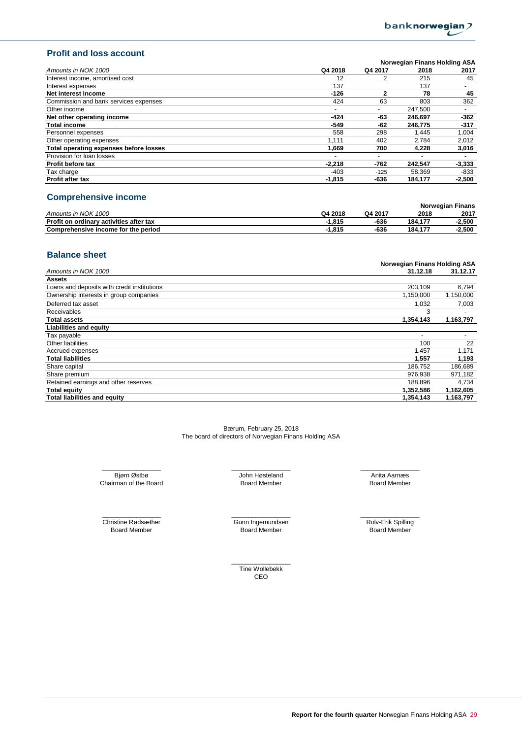## Profit and loss account

| Amounts in NOK 1000 | Q4 2018 | Q4 2017 | 2018 | 2017 |
|---|---|---|---|---|
| | | | Norwegian Finans Holding ASA | |
| Interest income, amortised cost | 12 | 2 | 215 | 45 |
| Interest expenses | 137 | | 137 | - |
| **Net interest income** | **-126** | **2** | **78** | **45** |
| Commission and bank services expenses | 424 | 63 | 803 | 362 |
| Other income | - | - | 247,500 | - |
| **Net other operating income** | **-424** | **-63** | **246,697** | **-362** |
| **Total income** | **-549** | **-62** | **246,775** | **-317** |
| Personnel expenses | 558 | 298 | 1,445 | 1,004 |
| Other operating expenses | 1,111 | 402 | 2,784 | 2,012 |
| **Total operating expenses before losses** | **1,669** | **700** | **4,228** | **3,016** |
| Provision for loan losses | - | - | - | - |
| **Profit before tax** | **-2,218** | **-762** | **242,547** | **-3,333** |
| Tax charge | -403 | -125 | 58,369 | -833 |
| **Profit after tax** | **-1,815** | **-636** | **184,177** | **-2,500** |

## Comprehensive income

| Amounts in NOK 1000 | Q4 2018 | Q4 2017 | 2018 | 2017 |
|---|---|---|---|---|
| | | | Norwegian Finans | |
| **Profit on ordinary activities after tax** | **-1,815** | **-636** | **184,177** | **-2,500** |
| **Comprehensive income for the period** | **-1,815** | **-636** | **184,177** | **-2,500** |

## Balance sheet

| Amounts in NOK 1000 | 31.12.18 | 31.12.17 |
|---|---|---|
| | Norwegian Finans Holding ASA | |
| **Assets** | | |
| Loans and deposits with credit institutions | 203,109 | 6,794 |
| Ownership interests in group companies | 1,150,000 | 1,150,000 |
| Deferred tax asset | 1,032 | 7,003 |
| Receivables | 3 | - |
| **Total assets** | **1,354,143** | **1,163,797** |
| **Liabilities and equity** | | |
| Tax payable | - | - |
| Other liabilities | 100 | 22 |
| Accrued expenses | 1,457 | 1,171 |
| **Total liabilities** | **1,557** | **1,193** |
| Share capital | 186,752 | 186,689 |
| Share premium | 976,938 | 971,182 |
| Retained earnings and other reserves | 188,896 | 4,734 |
| **Total equity** | **1,352,586** | **1,162,605** |
| **Total liabilities and equity** | **1,354,143** | **1,163,797** |

Bærum, February 25, 2018
The board of directors of Norwegian Finans Holding ASA

Bjørn Østbø
Chairman of the Board

John Høsteland
Board Member

Anita Aarnæs
Board Member

Christine Rødsæther
Board Member

Gunn Ingemundsen
Board Member

Rolv-Erik Spilling
Board Member

Tine Wollebekk
CEO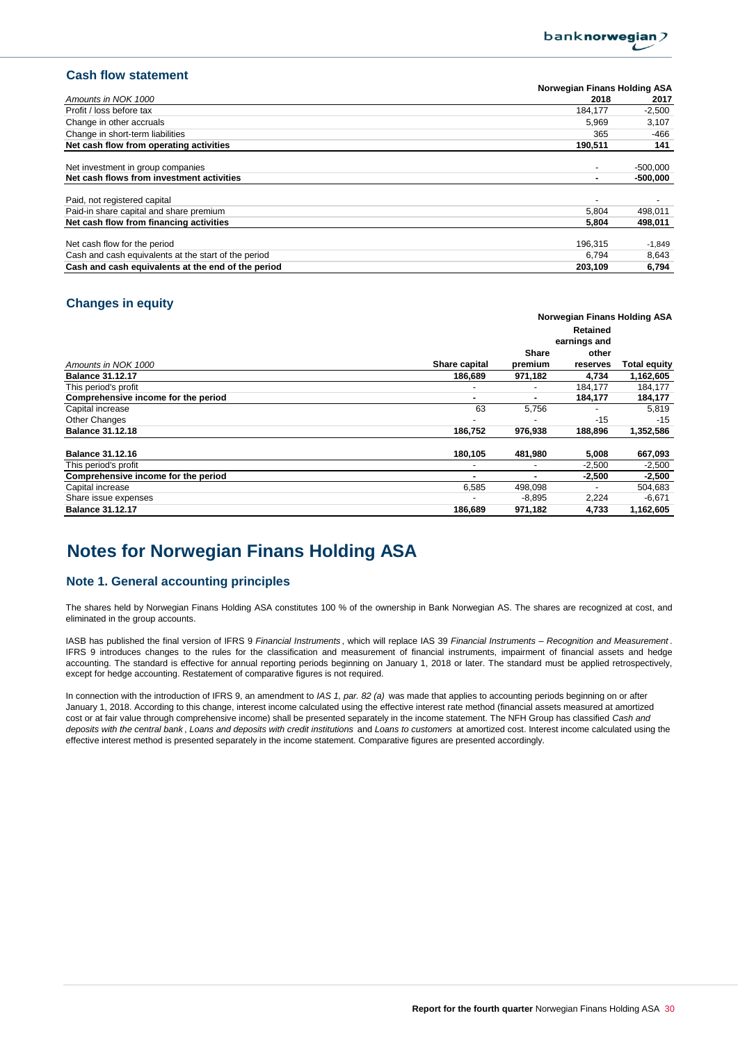## Cash flow statement

| Amounts in NOK 1000 | Norwegian Finans Holding ASA | |
|---|---|---|
| | **2018** | **2017** |
| Profit / loss before tax | 184,177 | -2,500 |
| Change in other accruals | 5,969 | 3,107 |
| Change in short-term liabilities | 365 | -466 |
| **Net cash flow from operating activities** | **190,511** | **141** |
| | | |
| Net investment in group companies | - | -500,000 |
| **Net cash flows from investment activities** | **-** | **-500,000** |
| | | |
| Paid, not registered capital | - | - |
| Paid-in share capital and share premium | 5,804 | 498,011 |
| **Net cash flow from financing activities** | **5,804** | **498,011** |
| | | |
| Net cash flow for the period | 196,315 | -1,849 |
| Cash and cash equivalents at the start of the period | 6,794 | 8,643 |
| **Cash and cash equivalents at the end of the period** | **203,109** | **6,794** |

## Changes in equity

| Amounts in NOK 1000 | Norwegian Finans Holding ASA | | | |
|---|---|---|---|---|
| | **Share capital** | **Share premium** | **Retained earnings and other reserves** | **Total equity** |
| **Balance 31.12.17** | **186,689** | **971,182** | **4,734** | **1,162,605** |
| This period's profit | - | - | 184,177 | 184,177 |
| **Comprehensive income for the period** | **-** | **-** | **184,177** | **184,177** |
| Capital increase | 63 | 5,756 | - | 5,819 |
| Other Changes | - | - | -15 | -15 |
| **Balance 31.12.18** | **186,752** | **976,938** | **188,896** | **1,352,586** |
| | | | | |
| **Balance 31.12.16** | **180,105** | **481,980** | **5,008** | **667,093** |
| This period's profit | - | - | -2,500 | -2,500 |
| **Comprehensive income for the period** | **-** | **-** | **-2,500** | **-2,500** |
| Capital increase | 6,585 | 498,098 | - | 504,683 |
| Share issue expenses | - | -8,895 | 2,224 | -6,671 |
| **Balance 31.12.17** | **186,689** | **971,182** | **4,733** | **1,162,605** |

# Notes for Norwegian Finans Holding ASA

## Note 1. General accounting principles

The shares held by Norwegian Finans Holding ASA constitutes 100 % of the ownership in Bank Norwegian AS. The shares are recognized at cost, and eliminated in the group accounts.

IASB has published the final version of IFRS 9 *Financial Instruments*, which will replace IAS 39 *Financial Instruments – Recognition and Measurement*. IFRS 9 introduces changes to the rules for the classification and measurement of financial instruments, impairment of financial assets and hedge accounting. The standard is effective for annual reporting periods beginning on January 1, 2018 or later. The standard must be applied retrospectively, except for hedge accounting. Restatement of comparative figures is not required.

In connection with the introduction of IFRS 9, an amendment to *IAS 1, par. 82 (a)* was made that applies to accounting periods beginning on or after January 1, 2018. According to this change, interest income calculated using the effective interest rate method (financial assets measured at amortized cost or at fair value through comprehensive income) shall be presented separately in the income statement. The NFH Group has classified *Cash and deposits with the central bank*, *Loans and deposits with credit institutions* and *Loans to customers* at amortized cost. Interest income calculated using the effective interest method is presented separately in the income statement. Comparative figures are presented accordingly.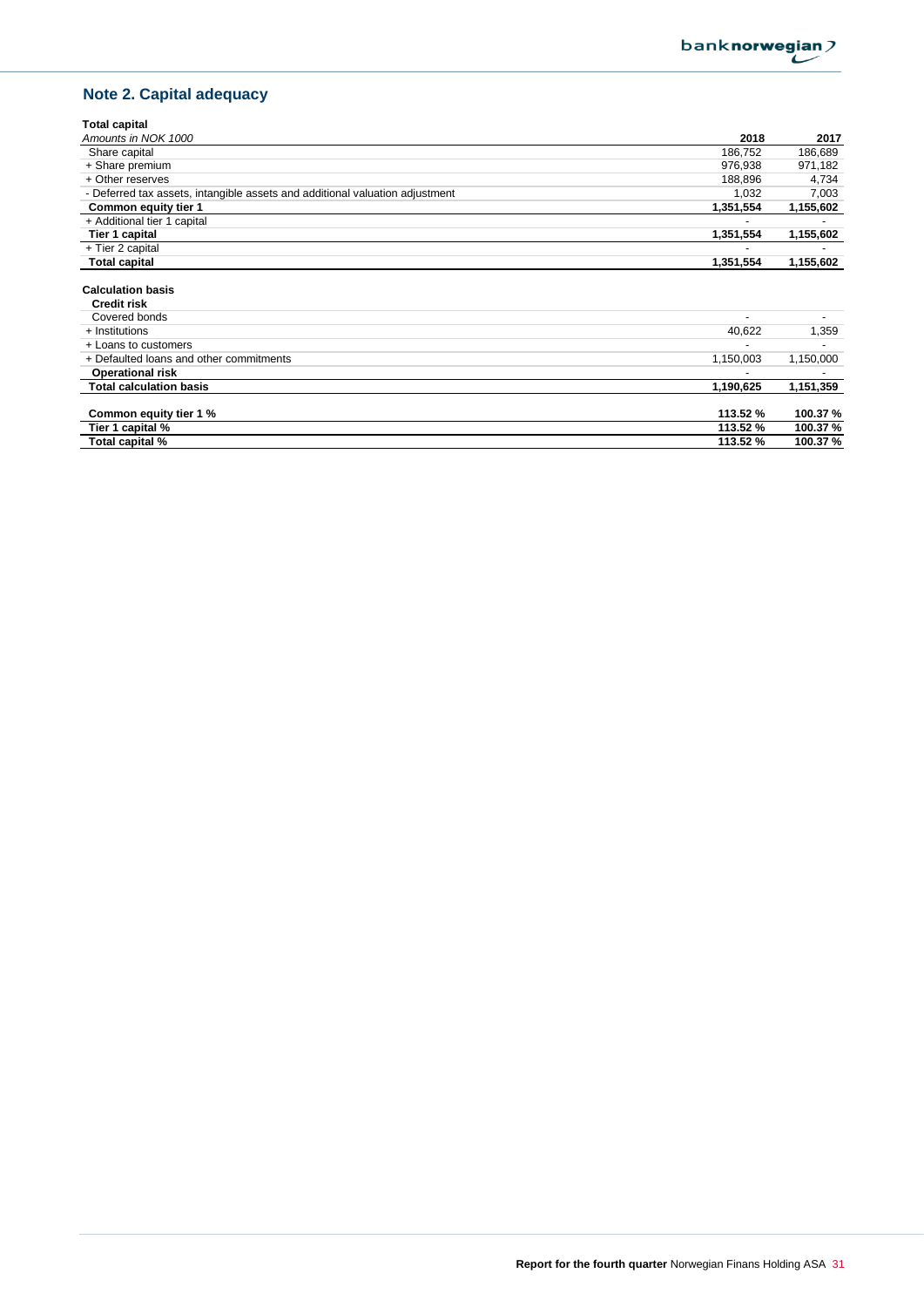## Note 2. Capital adequacy

| Total capital | | |
|---|---|---|
| *Amounts in NOK 1000* | **2018** | **2017** |
| Share capital | 186,752 | 186,689 |
| + Share premium | 976,938 | 971,182 |
| + Other reserves | 188,896 | 4,734 |
| - Deferred tax assets, intangible assets and additional valuation adjustment | 1,032 | 7,003 |
| **Common equity tier 1** | **1,351,554** | **1,155,602** |
| + Additional tier 1 capital | - | - |
| **Tier 1 capital** | **1,351,554** | **1,155,602** |
| + Tier 2 capital | - | - |
| **Total capital** | **1,351,554** | **1,155,602** |
| | | |
| **Calculation basis** | | |
| **Credit risk** | | |
| Covered bonds | - | - |
| + Institutions | 40,622 | 1,359 |
| + Loans to customers | - | - |
| + Defaulted loans and other commitments | 1,150,003 | 1,150,000 |
| **Operational risk** | - | - |
| **Total calculation basis** | **1,190,625** | **1,151,359** |
| | | |
| **Common equity tier 1 %** | **113.52 %** | **100.37 %** |
| **Tier 1 capital %** | **113.52 %** | **100.37 %** |
| **Total capital %** | **113.52 %** | **100.37 %** |